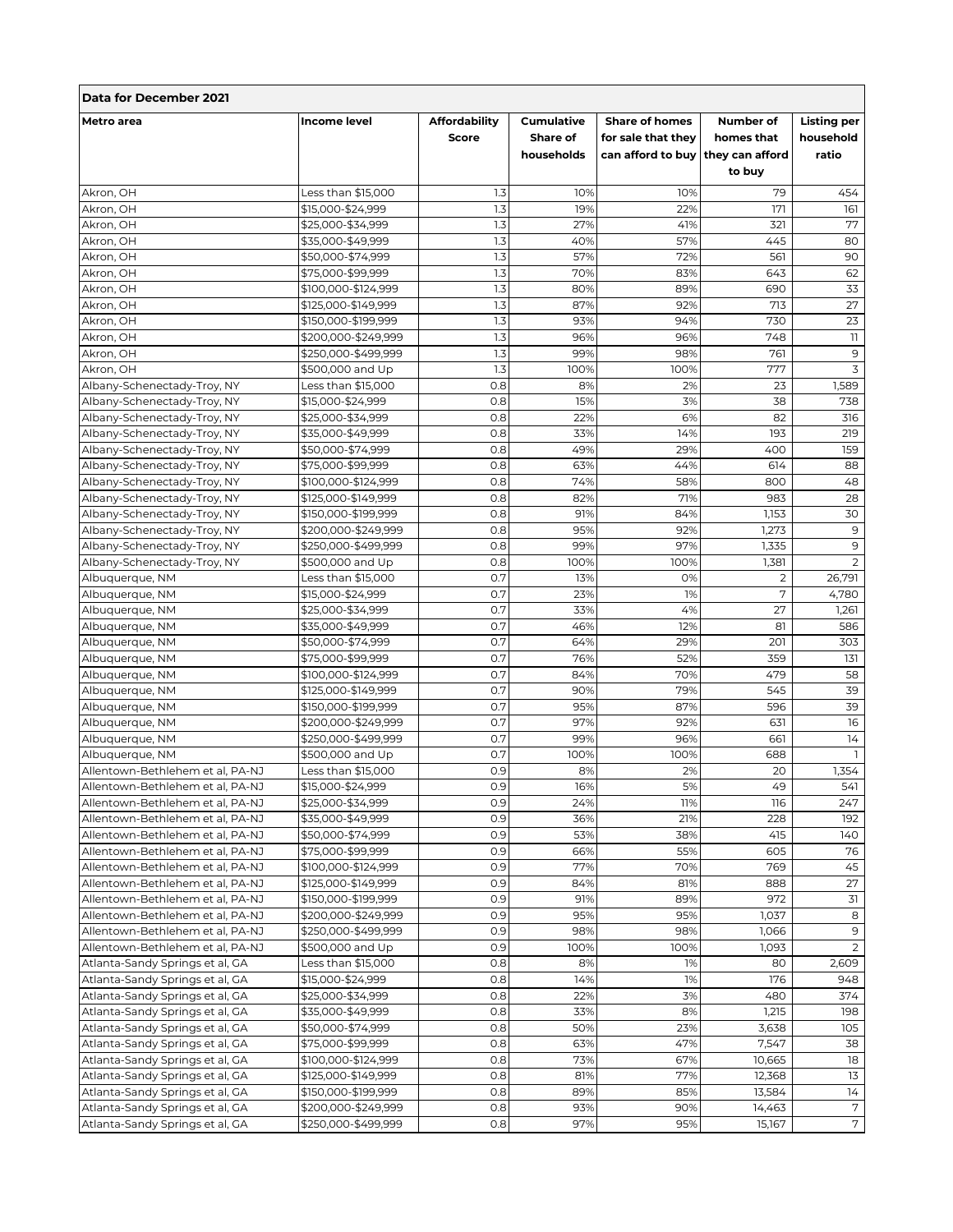| Data for December 2021 | | | | | | |
|---|---|---|---|---|---|---|
| **Metro area** | **Income level** | **Affordability Score** | **Cumulative Share of households** | **Share of homes for sale that they can afford to buy** | **Number of homes that they can afford to buy** | **Listing per household ratio** |
| Akron, OH | Less than $15,000 | 1.3 | 10% | 10% | 79 | 454 |
| Akron, OH | $15,000-$24,999 | 1.3 | 19% | 22% | 171 | 161 |
| Akron, OH | $25,000-$34,999 | 1.3 | 27% | 41% | 321 | 77 |
| Akron, OH | $35,000-$49,999 | 1.3 | 40% | 57% | 445 | 80 |
| Akron, OH | $50,000-$74,999 | 1.3 | 57% | 72% | 561 | 90 |
| Akron, OH | $75,000-$99,999 | 1.3 | 70% | 83% | 643 | 62 |
| Akron, OH | $100,000-$124,999 | 1.3 | 80% | 89% | 690 | 33 |
| Akron, OH | $125,000-$149,999 | 1.3 | 87% | 92% | 713 | 27 |
| Akron, OH | $150,000-$199,999 | 1.3 | 93% | 94% | 730 | 23 |
| Akron, OH | $200,000-$249,999 | 1.3 | 96% | 96% | 748 | 11 |
| Akron, OH | $250,000-$499,999 | 1.3 | 99% | 98% | 761 | 9 |
| Akron, OH | $500,000 and Up | 1.3 | 100% | 100% | 777 | 3 |
| Albany-Schenectady-Troy, NY | Less than $15,000 | 0.8 | 8% | 2% | 23 | 1,589 |
| Albany-Schenectady-Troy, NY | $15,000-$24,999 | 0.8 | 15% | 3% | 38 | 738 |
| Albany-Schenectady-Troy, NY | $25,000-$34,999 | 0.8 | 22% | 6% | 82 | 316 |
| Albany-Schenectady-Troy, NY | $35,000-$49,999 | 0.8 | 33% | 14% | 193 | 219 |
| Albany-Schenectady-Troy, NY | $50,000-$74,999 | 0.8 | 49% | 29% | 400 | 159 |
| Albany-Schenectady-Troy, NY | $75,000-$99,999 | 0.8 | 63% | 44% | 614 | 88 |
| Albany-Schenectady-Troy, NY | $100,000-$124,999 | 0.8 | 74% | 58% | 800 | 48 |
| Albany-Schenectady-Troy, NY | $125,000-$149,999 | 0.8 | 82% | 71% | 983 | 28 |
| Albany-Schenectady-Troy, NY | $150,000-$199,999 | 0.8 | 91% | 84% | 1,153 | 30 |
| Albany-Schenectady-Troy, NY | $200,000-$249,999 | 0.8 | 95% | 92% | 1,273 | 9 |
| Albany-Schenectady-Troy, NY | $250,000-$499,999 | 0.8 | 99% | 97% | 1,335 | 9 |
| Albany-Schenectady-Troy, NY | $500,000 and Up | 0.8 | 100% | 100% | 1,381 | 2 |
| Albuquerque, NM | Less than $15,000 | 0.7 | 13% | 0% | 2 | 26,791 |
| Albuquerque, NM | $15,000-$24,999 | 0.7 | 23% | 1% | 7 | 4,780 |
| Albuquerque, NM | $25,000-$34,999 | 0.7 | 33% | 4% | 27 | 1,261 |
| Albuquerque, NM | $35,000-$49,999 | 0.7 | 46% | 12% | 81 | 586 |
| Albuquerque, NM | $50,000-$74,999 | 0.7 | 64% | 29% | 201 | 303 |
| Albuquerque, NM | $75,000-$99,999 | 0.7 | 76% | 52% | 359 | 131 |
| Albuquerque, NM | $100,000-$124,999 | 0.7 | 84% | 70% | 479 | 58 |
| Albuquerque, NM | $125,000-$149,999 | 0.7 | 90% | 79% | 545 | 39 |
| Albuquerque, NM | $150,000-$199,999 | 0.7 | 95% | 87% | 596 | 39 |
| Albuquerque, NM | $200,000-$249,999 | 0.7 | 97% | 92% | 631 | 16 |
| Albuquerque, NM | $250,000-$499,999 | 0.7 | 99% | 96% | 661 | 14 |
| Albuquerque, NM | $500,000 and Up | 0.7 | 100% | 100% | 688 | 1 |
| Allentown-Bethlehem et al, PA-NJ | Less than $15,000 | 0.9 | 8% | 2% | 20 | 1,354 |
| Allentown-Bethlehem et al, PA-NJ | $15,000-$24,999 | 0.9 | 16% | 5% | 49 | 541 |
| Allentown-Bethlehem et al, PA-NJ | $25,000-$34,999 | 0.9 | 24% | 11% | 116 | 247 |
| Allentown-Bethlehem et al, PA-NJ | $35,000-$49,999 | 0.9 | 36% | 21% | 228 | 192 |
| Allentown-Bethlehem et al, PA-NJ | $50,000-$74,999 | 0.9 | 53% | 38% | 415 | 140 |
| Allentown-Bethlehem et al, PA-NJ | $75,000-$99,999 | 0.9 | 66% | 55% | 605 | 76 |
| Allentown-Bethlehem et al, PA-NJ | $100,000-$124,999 | 0.9 | 77% | 70% | 769 | 45 |
| Allentown-Bethlehem et al, PA-NJ | $125,000-$149,999 | 0.9 | 84% | 81% | 888 | 27 |
| Allentown-Bethlehem et al, PA-NJ | $150,000-$199,999 | 0.9 | 91% | 89% | 972 | 31 |
| Allentown-Bethlehem et al, PA-NJ | $200,000-$249,999 | 0.9 | 95% | 95% | 1,037 | 8 |
| Allentown-Bethlehem et al, PA-NJ | $250,000-$499,999 | 0.9 | 98% | 98% | 1,066 | 9 |
| Allentown-Bethlehem et al, PA-NJ | $500,000 and Up | 0.9 | 100% | 100% | 1,093 | 2 |
| Atlanta-Sandy Springs et al, GA | Less than $15,000 | 0.8 | 8% | 1% | 80 | 2,609 |
| Atlanta-Sandy Springs et al, GA | $15,000-$24,999 | 0.8 | 14% | 1% | 176 | 948 |
| Atlanta-Sandy Springs et al, GA | $25,000-$34,999 | 0.8 | 22% | 3% | 480 | 374 |
| Atlanta-Sandy Springs et al, GA | $35,000-$49,999 | 0.8 | 33% | 8% | 1,215 | 198 |
| Atlanta-Sandy Springs et al, GA | $50,000-$74,999 | 0.8 | 50% | 23% | 3,638 | 105 |
| Atlanta-Sandy Springs et al, GA | $75,000-$99,999 | 0.8 | 63% | 47% | 7,547 | 38 |
| Atlanta-Sandy Springs et al, GA | $100,000-$124,999 | 0.8 | 73% | 67% | 10,665 | 18 |
| Atlanta-Sandy Springs et al, GA | $125,000-$149,999 | 0.8 | 81% | 77% | 12,368 | 13 |
| Atlanta-Sandy Springs et al, GA | $150,000-$199,999 | 0.8 | 89% | 85% | 13,584 | 14 |
| Atlanta-Sandy Springs et al, GA | $200,000-$249,999 | 0.8 | 93% | 90% | 14,463 | 7 |
| Atlanta-Sandy Springs et al, GA | $250,000-$499,999 | 0.8 | 97% | 95% | 15,167 | 7 |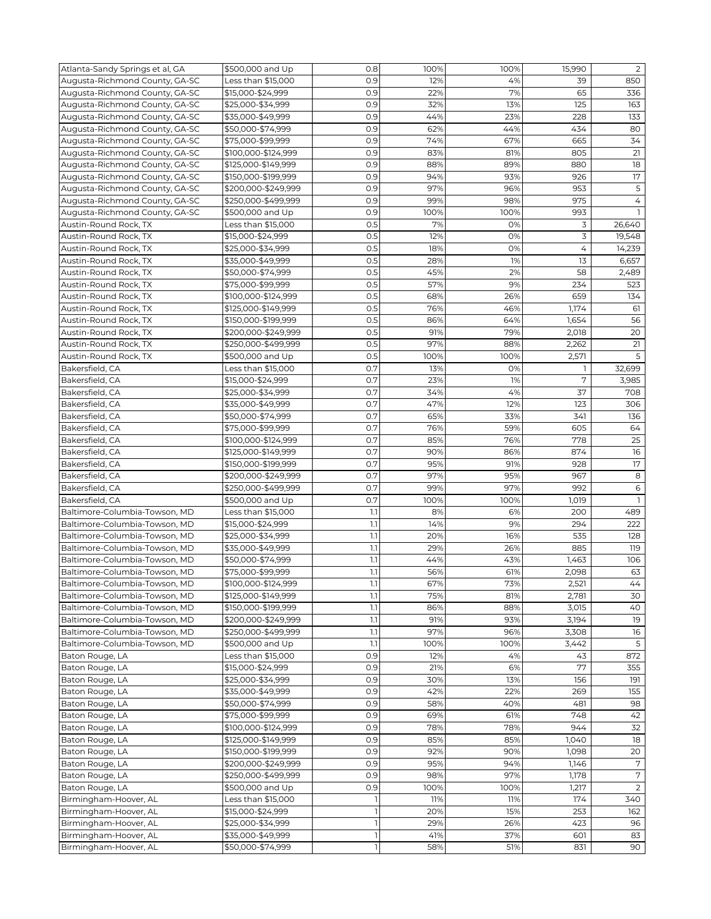| | | | | | | |
|---|---|---|---|---|---|---|
| Atlanta-Sandy Springs et al, GA | $500,000 and Up | 0.8 | 100% | 100% | 15,990 | 2 |
| Augusta-Richmond County, GA-SC | Less than $15,000 | 0.9 | 12% | 4% | 39 | 850 |
| Augusta-Richmond County, GA-SC | $15,000-$24,999 | 0.9 | 22% | 7% | 65 | 336 |
| Augusta-Richmond County, GA-SC | $25,000-$34,999 | 0.9 | 32% | 13% | 125 | 163 |
| Augusta-Richmond County, GA-SC | $35,000-$49,999 | 0.9 | 44% | 23% | 228 | 133 |
| Augusta-Richmond County, GA-SC | $50,000-$74,999 | 0.9 | 62% | 44% | 434 | 80 |
| Augusta-Richmond County, GA-SC | $75,000-$99,999 | 0.9 | 74% | 67% | 665 | 34 |
| Augusta-Richmond County, GA-SC | $100,000-$124,999 | 0.9 | 83% | 81% | 805 | 21 |
| Augusta-Richmond County, GA-SC | $125,000-$149,999 | 0.9 | 88% | 89% | 880 | 18 |
| Augusta-Richmond County, GA-SC | $150,000-$199,999 | 0.9 | 94% | 93% | 926 | 17 |
| Augusta-Richmond County, GA-SC | $200,000-$249,999 | 0.9 | 97% | 96% | 953 | 5 |
| Augusta-Richmond County, GA-SC | $250,000-$499,999 | 0.9 | 99% | 98% | 975 | 4 |
| Augusta-Richmond County, GA-SC | $500,000 and Up | 0.9 | 100% | 100% | 993 | 1 |
| Austin-Round Rock, TX | Less than $15,000 | 0.5 | 7% | 0% | 3 | 26,640 |
| Austin-Round Rock, TX | $15,000-$24,999 | 0.5 | 12% | 0% | 3 | 19,548 |
| Austin-Round Rock, TX | $25,000-$34,999 | 0.5 | 18% | 0% | 4 | 14,239 |
| Austin-Round Rock, TX | $35,000-$49,999 | 0.5 | 28% | 1% | 13 | 6,657 |
| Austin-Round Rock, TX | $50,000-$74,999 | 0.5 | 45% | 2% | 58 | 2,489 |
| Austin-Round Rock, TX | $75,000-$99,999 | 0.5 | 57% | 9% | 234 | 523 |
| Austin-Round Rock, TX | $100,000-$124,999 | 0.5 | 68% | 26% | 659 | 134 |
| Austin-Round Rock, TX | $125,000-$149,999 | 0.5 | 76% | 46% | 1,174 | 61 |
| Austin-Round Rock, TX | $150,000-$199,999 | 0.5 | 86% | 64% | 1,654 | 56 |
| Austin-Round Rock, TX | $200,000-$249,999 | 0.5 | 91% | 79% | 2,018 | 20 |
| Austin-Round Rock, TX | $250,000-$499,999 | 0.5 | 97% | 88% | 2,262 | 21 |
| Austin-Round Rock, TX | $500,000 and Up | 0.5 | 100% | 100% | 2,571 | 5 |
| Bakersfield, CA | Less than $15,000 | 0.7 | 13% | 0% | 1 | 32,699 |
| Bakersfield, CA | $15,000-$24,999 | 0.7 | 23% | 1% | 7 | 3,985 |
| Bakersfield, CA | $25,000-$34,999 | 0.7 | 34% | 4% | 37 | 708 |
| Bakersfield, CA | $35,000-$49,999 | 0.7 | 47% | 12% | 123 | 306 |
| Bakersfield, CA | $50,000-$74,999 | 0.7 | 65% | 33% | 341 | 136 |
| Bakersfield, CA | $75,000-$99,999 | 0.7 | 76% | 59% | 605 | 64 |
| Bakersfield, CA | $100,000-$124,999 | 0.7 | 85% | 76% | 778 | 25 |
| Bakersfield, CA | $125,000-$149,999 | 0.7 | 90% | 86% | 874 | 16 |
| Bakersfield, CA | $150,000-$199,999 | 0.7 | 95% | 91% | 928 | 17 |
| Bakersfield, CA | $200,000-$249,999 | 0.7 | 97% | 95% | 967 | 8 |
| Bakersfield, CA | $250,000-$499,999 | 0.7 | 99% | 97% | 992 | 6 |
| Bakersfield, CA | $500,000 and Up | 0.7 | 100% | 100% | 1,019 | 1 |
| Baltimore-Columbia-Towson, MD | Less than $15,000 | 1.1 | 8% | 6% | 200 | 489 |
| Baltimore-Columbia-Towson, MD | $15,000-$24,999 | 1.1 | 14% | 9% | 294 | 222 |
| Baltimore-Columbia-Towson, MD | $25,000-$34,999 | 1.1 | 20% | 16% | 535 | 128 |
| Baltimore-Columbia-Towson, MD | $35,000-$49,999 | 1.1 | 29% | 26% | 885 | 119 |
| Baltimore-Columbia-Towson, MD | $50,000-$74,999 | 1.1 | 44% | 43% | 1,463 | 106 |
| Baltimore-Columbia-Towson, MD | $75,000-$99,999 | 1.1 | 56% | 61% | 2,098 | 63 |
| Baltimore-Columbia-Towson, MD | $100,000-$124,999 | 1.1 | 67% | 73% | 2,521 | 44 |
| Baltimore-Columbia-Towson, MD | $125,000-$149,999 | 1.1 | 75% | 81% | 2,781 | 30 |
| Baltimore-Columbia-Towson, MD | $150,000-$199,999 | 1.1 | 86% | 88% | 3,015 | 40 |
| Baltimore-Columbia-Towson, MD | $200,000-$249,999 | 1.1 | 91% | 93% | 3,194 | 19 |
| Baltimore-Columbia-Towson, MD | $250,000-$499,999 | 1.1 | 97% | 96% | 3,308 | 16 |
| Baltimore-Columbia-Towson, MD | $500,000 and Up | 1.1 | 100% | 100% | 3,442 | 5 |
| Baton Rouge, LA | Less than $15,000 | 0.9 | 12% | 4% | 43 | 872 |
| Baton Rouge, LA | $15,000-$24,999 | 0.9 | 21% | 6% | 77 | 355 |
| Baton Rouge, LA | $25,000-$34,999 | 0.9 | 30% | 13% | 156 | 191 |
| Baton Rouge, LA | $35,000-$49,999 | 0.9 | 42% | 22% | 269 | 155 |
| Baton Rouge, LA | $50,000-$74,999 | 0.9 | 58% | 40% | 481 | 98 |
| Baton Rouge, LA | $75,000-$99,999 | 0.9 | 69% | 61% | 748 | 42 |
| Baton Rouge, LA | $100,000-$124,999 | 0.9 | 78% | 78% | 944 | 32 |
| Baton Rouge, LA | $125,000-$149,999 | 0.9 | 85% | 85% | 1,040 | 18 |
| Baton Rouge, LA | $150,000-$199,999 | 0.9 | 92% | 90% | 1,098 | 20 |
| Baton Rouge, LA | $200,000-$249,999 | 0.9 | 95% | 94% | 1,146 | 7 |
| Baton Rouge, LA | $250,000-$499,999 | 0.9 | 98% | 97% | 1,178 | 7 |
| Baton Rouge, LA | $500,000 and Up | 0.9 | 100% | 100% | 1,217 | 2 |
| Birmingham-Hoover, AL | Less than $15,000 | 1 | 11% | 11% | 174 | 340 |
| Birmingham-Hoover, AL | $15,000-$24,999 | 1 | 20% | 15% | 253 | 162 |
| Birmingham-Hoover, AL | $25,000-$34,999 | 1 | 29% | 26% | 423 | 96 |
| Birmingham-Hoover, AL | $35,000-$49,999 | 1 | 41% | 37% | 601 | 83 |
| Birmingham-Hoover, AL | $50,000-$74,999 | 1 | 58% | 51% | 831 | 90 |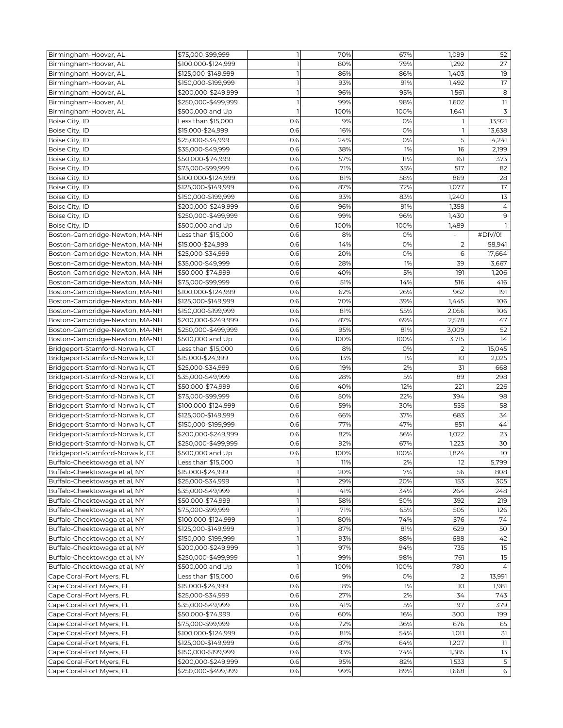| | | | | | | |
|---|---|---|---|---|---|---|
| Birmingham-Hoover, AL | $75,000-$99,999 | 1 | 70% | 67% | 1,099 | 52 |
| Birmingham-Hoover, AL | $100,000-$124,999 | 1 | 80% | 79% | 1,292 | 27 |
| Birmingham-Hoover, AL | $125,000-$149,999 | 1 | 86% | 86% | 1,403 | 19 |
| Birmingham-Hoover, AL | $150,000-$199,999 | 1 | 93% | 91% | 1,492 | 17 |
| Birmingham-Hoover, AL | $200,000-$249,999 | 1 | 96% | 95% | 1,561 | 8 |
| Birmingham-Hoover, AL | $250,000-$499,999 | 1 | 99% | 98% | 1,602 | 11 |
| Birmingham-Hoover, AL | $500,000 and Up | 1 | 100% | 100% | 1,641 | 3 |
| Boise City, ID | Less than $15,000 | 0.6 | 9% | 0% | 1 | 13,921 |
| Boise City, ID | $15,000-$24,999 | 0.6 | 16% | 0% | 1 | 13,638 |
| Boise City, ID | $25,000-$34,999 | 0.6 | 24% | 0% | 5 | 4,241 |
| Boise City, ID | $35,000-$49,999 | 0.6 | 38% | 1% | 16 | 2,199 |
| Boise City, ID | $50,000-$74,999 | 0.6 | 57% | 11% | 161 | 373 |
| Boise City, ID | $75,000-$99,999 | 0.6 | 71% | 35% | 517 | 82 |
| Boise City, ID | $100,000-$124,999 | 0.6 | 81% | 58% | 869 | 28 |
| Boise City, ID | $125,000-$149,999 | 0.6 | 87% | 72% | 1,077 | 17 |
| Boise City, ID | $150,000-$199,999 | 0.6 | 93% | 83% | 1,240 | 13 |
| Boise City, ID | $200,000-$249,999 | 0.6 | 96% | 91% | 1,358 | 4 |
| Boise City, ID | $250,000-$499,999 | 0.6 | 99% | 96% | 1,430 | 9 |
| Boise City, ID | $500,000 and Up | 0.6 | 100% | 100% | 1,489 | 1 |
| Boston-Cambridge-Newton, MA-NH | Less than $15,000 | 0.6 | 8% | 0% | - | #DIV/0! |
| Boston-Cambridge-Newton, MA-NH | $15,000-$24,999 | 0.6 | 14% | 0% | 2 | 58,941 |
| Boston-Cambridge-Newton, MA-NH | $25,000-$34,999 | 0.6 | 20% | 0% | 6 | 17,664 |
| Boston-Cambridge-Newton, MA-NH | $35,000-$49,999 | 0.6 | 28% | 1% | 39 | 3,667 |
| Boston-Cambridge-Newton, MA-NH | $50,000-$74,999 | 0.6 | 40% | 5% | 191 | 1,206 |
| Boston-Cambridge-Newton, MA-NH | $75,000-$99,999 | 0.6 | 51% | 14% | 516 | 416 |
| Boston-Cambridge-Newton, MA-NH | $100,000-$124,999 | 0.6 | 62% | 26% | 962 | 191 |
| Boston-Cambridge-Newton, MA-NH | $125,000-$149,999 | 0.6 | 70% | 39% | 1,445 | 106 |
| Boston-Cambridge-Newton, MA-NH | $150,000-$199,999 | 0.6 | 81% | 55% | 2,056 | 106 |
| Boston-Cambridge-Newton, MA-NH | $200,000-$249,999 | 0.6 | 87% | 69% | 2,578 | 47 |
| Boston-Cambridge-Newton, MA-NH | $250,000-$499,999 | 0.6 | 95% | 81% | 3,009 | 52 |
| Boston-Cambridge-Newton, MA-NH | $500,000 and Up | 0.6 | 100% | 100% | 3,715 | 14 |
| Bridgeport-Stamford-Norwalk, CT | Less than $15,000 | 0.6 | 8% | 0% | 2 | 15,045 |
| Bridgeport-Stamford-Norwalk, CT | $15,000-$24,999 | 0.6 | 13% | 1% | 10 | 2,025 |
| Bridgeport-Stamford-Norwalk, CT | $25,000-$34,999 | 0.6 | 19% | 2% | 31 | 668 |
| Bridgeport-Stamford-Norwalk, CT | $35,000-$49,999 | 0.6 | 28% | 5% | 89 | 298 |
| Bridgeport-Stamford-Norwalk, CT | $50,000-$74,999 | 0.6 | 40% | 12% | 221 | 226 |
| Bridgeport-Stamford-Norwalk, CT | $75,000-$99,999 | 0.6 | 50% | 22% | 394 | 98 |
| Bridgeport-Stamford-Norwalk, CT | $100,000-$124,999 | 0.6 | 59% | 30% | 555 | 58 |
| Bridgeport-Stamford-Norwalk, CT | $125,000-$149,999 | 0.6 | 66% | 37% | 683 | 34 |
| Bridgeport-Stamford-Norwalk, CT | $150,000-$199,999 | 0.6 | 77% | 47% | 851 | 44 |
| Bridgeport-Stamford-Norwalk, CT | $200,000-$249,999 | 0.6 | 82% | 56% | 1,022 | 23 |
| Bridgeport-Stamford-Norwalk, CT | $250,000-$499,999 | 0.6 | 92% | 67% | 1,223 | 30 |
| Bridgeport-Stamford-Norwalk, CT | $500,000 and Up | 0.6 | 100% | 100% | 1,824 | 10 |
| Buffalo-Cheektowaga et al, NY | Less than $15,000 | 1 | 11% | 2% | 12 | 5,799 |
| Buffalo-Cheektowaga et al, NY | $15,000-$24,999 | 1 | 20% | 7% | 56 | 808 |
| Buffalo-Cheektowaga et al, NY | $25,000-$34,999 | 1 | 29% | 20% | 153 | 305 |
| Buffalo-Cheektowaga et al, NY | $35,000-$49,999 | 1 | 41% | 34% | 264 | 248 |
| Buffalo-Cheektowaga et al, NY | $50,000-$74,999 | 1 | 58% | 50% | 392 | 219 |
| Buffalo-Cheektowaga et al, NY | $75,000-$99,999 | 1 | 71% | 65% | 505 | 126 |
| Buffalo-Cheektowaga et al, NY | $100,000-$124,999 | 1 | 80% | 74% | 576 | 74 |
| Buffalo-Cheektowaga et al, NY | $125,000-$149,999 | 1 | 87% | 81% | 629 | 50 |
| Buffalo-Cheektowaga et al, NY | $150,000-$199,999 | 1 | 93% | 88% | 688 | 42 |
| Buffalo-Cheektowaga et al, NY | $200,000-$249,999 | 1 | 97% | 94% | 735 | 15 |
| Buffalo-Cheektowaga et al, NY | $250,000-$499,999 | 1 | 99% | 98% | 761 | 15 |
| Buffalo-Cheektowaga et al, NY | $500,000 and Up | 1 | 100% | 100% | 780 | 4 |
| Cape Coral-Fort Myers, FL | Less than $15,000 | 0.6 | 9% | 0% | 2 | 13,991 |
| Cape Coral-Fort Myers, FL | $15,000-$24,999 | 0.6 | 18% | 1% | 10 | 1,981 |
| Cape Coral-Fort Myers, FL | $25,000-$34,999 | 0.6 | 27% | 2% | 34 | 743 |
| Cape Coral-Fort Myers, FL | $35,000-$49,999 | 0.6 | 41% | 5% | 97 | 379 |
| Cape Coral-Fort Myers, FL | $50,000-$74,999 | 0.6 | 60% | 16% | 300 | 199 |
| Cape Coral-Fort Myers, FL | $75,000-$99,999 | 0.6 | 72% | 36% | 676 | 65 |
| Cape Coral-Fort Myers, FL | $100,000-$124,999 | 0.6 | 81% | 54% | 1,011 | 31 |
| Cape Coral-Fort Myers, FL | $125,000-$149,999 | 0.6 | 87% | 64% | 1,207 | 11 |
| Cape Coral-Fort Myers, FL | $150,000-$199,999 | 0.6 | 93% | 74% | 1,385 | 13 |
| Cape Coral-Fort Myers, FL | $200,000-$249,999 | 0.6 | 95% | 82% | 1,533 | 5 |
| Cape Coral-Fort Myers, FL | $250,000-$499,999 | 0.6 | 99% | 89% | 1,668 | 6 |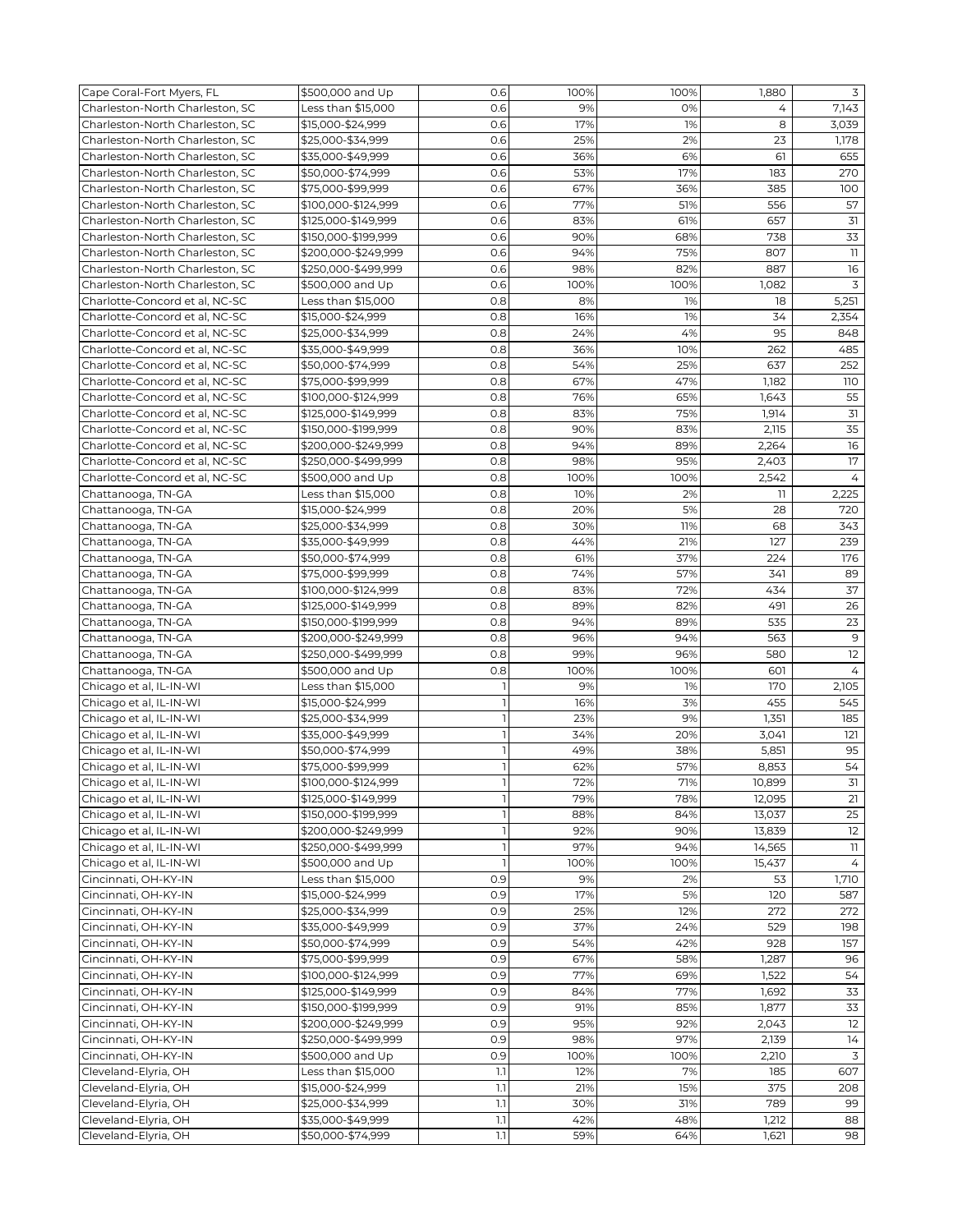| Cape Coral-Fort Myers, FL | $500,000 and Up | 0.6 | 100% | 100% | 1,880 | 3 |
|---|---|---|---|---|---|---|
| Charleston-North Charleston, SC | Less than $15,000 | 0.6 | 9% | 0% | 4 | 7,143 |
| Charleston-North Charleston, SC | $15,000-$24,999 | 0.6 | 17% | 1% | 8 | 3,039 |
| Charleston-North Charleston, SC | $25,000-$34,999 | 0.6 | 25% | 2% | 23 | 1,178 |
| Charleston-North Charleston, SC | $35,000-$49,999 | 0.6 | 36% | 6% | 61 | 655 |
| Charleston-North Charleston, SC | $50,000-$74,999 | 0.6 | 53% | 17% | 183 | 270 |
| Charleston-North Charleston, SC | $75,000-$99,999 | 0.6 | 67% | 36% | 385 | 100 |
| Charleston-North Charleston, SC | $100,000-$124,999 | 0.6 | 77% | 51% | 556 | 57 |
| Charleston-North Charleston, SC | $125,000-$149,999 | 0.6 | 83% | 61% | 657 | 31 |
| Charleston-North Charleston, SC | $150,000-$199,999 | 0.6 | 90% | 68% | 738 | 33 |
| Charleston-North Charleston, SC | $200,000-$249,999 | 0.6 | 94% | 75% | 807 | 11 |
| Charleston-North Charleston, SC | $250,000-$499,999 | 0.6 | 98% | 82% | 887 | 16 |
| Charleston-North Charleston, SC | $500,000 and Up | 0.6 | 100% | 100% | 1,082 | 3 |
| Charlotte-Concord et al, NC-SC | Less than $15,000 | 0.8 | 8% | 1% | 18 | 5,251 |
| Charlotte-Concord et al, NC-SC | $15,000-$24,999 | 0.8 | 16% | 1% | 34 | 2,354 |
| Charlotte-Concord et al, NC-SC | $25,000-$34,999 | 0.8 | 24% | 4% | 95 | 848 |
| Charlotte-Concord et al, NC-SC | $35,000-$49,999 | 0.8 | 36% | 10% | 262 | 485 |
| Charlotte-Concord et al, NC-SC | $50,000-$74,999 | 0.8 | 54% | 25% | 637 | 252 |
| Charlotte-Concord et al, NC-SC | $75,000-$99,999 | 0.8 | 67% | 47% | 1,182 | 110 |
| Charlotte-Concord et al, NC-SC | $100,000-$124,999 | 0.8 | 76% | 65% | 1,643 | 55 |
| Charlotte-Concord et al, NC-SC | $125,000-$149,999 | 0.8 | 83% | 75% | 1,914 | 31 |
| Charlotte-Concord et al, NC-SC | $150,000-$199,999 | 0.8 | 90% | 83% | 2,115 | 35 |
| Charlotte-Concord et al, NC-SC | $200,000-$249,999 | 0.8 | 94% | 89% | 2,264 | 16 |
| Charlotte-Concord et al, NC-SC | $250,000-$499,999 | 0.8 | 98% | 95% | 2,403 | 17 |
| Charlotte-Concord et al, NC-SC | $500,000 and Up | 0.8 | 100% | 100% | 2,542 | 4 |
| Chattanooga, TN-GA | Less than $15,000 | 0.8 | 10% | 2% | 11 | 2,225 |
| Chattanooga, TN-GA | $15,000-$24,999 | 0.8 | 20% | 5% | 28 | 720 |
| Chattanooga, TN-GA | $25,000-$34,999 | 0.8 | 30% | 11% | 68 | 343 |
| Chattanooga, TN-GA | $35,000-$49,999 | 0.8 | 44% | 21% | 127 | 239 |
| Chattanooga, TN-GA | $50,000-$74,999 | 0.8 | 61% | 37% | 224 | 176 |
| Chattanooga, TN-GA | $75,000-$99,999 | 0.8 | 74% | 57% | 341 | 89 |
| Chattanooga, TN-GA | $100,000-$124,999 | 0.8 | 83% | 72% | 434 | 37 |
| Chattanooga, TN-GA | $125,000-$149,999 | 0.8 | 89% | 82% | 491 | 26 |
| Chattanooga, TN-GA | $150,000-$199,999 | 0.8 | 94% | 89% | 535 | 23 |
| Chattanooga, TN-GA | $200,000-$249,999 | 0.8 | 96% | 94% | 563 | 9 |
| Chattanooga, TN-GA | $250,000-$499,999 | 0.8 | 99% | 96% | 580 | 12 |
| Chattanooga, TN-GA | $500,000 and Up | 0.8 | 100% | 100% | 601 | 4 |
| Chicago et al, IL-IN-WI | Less than $15,000 | 1 | 9% | 1% | 170 | 2,105 |
| Chicago et al, IL-IN-WI | $15,000-$24,999 | 1 | 16% | 3% | 455 | 545 |
| Chicago et al, IL-IN-WI | $25,000-$34,999 | 1 | 23% | 9% | 1,351 | 185 |
| Chicago et al, IL-IN-WI | $35,000-$49,999 | 1 | 34% | 20% | 3,041 | 121 |
| Chicago et al, IL-IN-WI | $50,000-$74,999 | 1 | 49% | 38% | 5,851 | 95 |
| Chicago et al, IL-IN-WI | $75,000-$99,999 | 1 | 62% | 57% | 8,853 | 54 |
| Chicago et al, IL-IN-WI | $100,000-$124,999 | 1 | 72% | 71% | 10,899 | 31 |
| Chicago et al, IL-IN-WI | $125,000-$149,999 | 1 | 79% | 78% | 12,095 | 21 |
| Chicago et al, IL-IN-WI | $150,000-$199,999 | 1 | 88% | 84% | 13,037 | 25 |
| Chicago et al, IL-IN-WI | $200,000-$249,999 | 1 | 92% | 90% | 13,839 | 12 |
| Chicago et al, IL-IN-WI | $250,000-$499,999 | 1 | 97% | 94% | 14,565 | 11 |
| Chicago et al, IL-IN-WI | $500,000 and Up | 1 | 100% | 100% | 15,437 | 4 |
| Cincinnati, OH-KY-IN | Less than $15,000 | 0.9 | 9% | 2% | 53 | 1,710 |
| Cincinnati, OH-KY-IN | $15,000-$24,999 | 0.9 | 17% | 5% | 120 | 587 |
| Cincinnati, OH-KY-IN | $25,000-$34,999 | 0.9 | 25% | 12% | 272 | 272 |
| Cincinnati, OH-KY-IN | $35,000-$49,999 | 0.9 | 37% | 24% | 529 | 198 |
| Cincinnati, OH-KY-IN | $50,000-$74,999 | 0.9 | 54% | 42% | 928 | 157 |
| Cincinnati, OH-KY-IN | $75,000-$99,999 | 0.9 | 67% | 58% | 1,287 | 96 |
| Cincinnati, OH-KY-IN | $100,000-$124,999 | 0.9 | 77% | 69% | 1,522 | 54 |
| Cincinnati, OH-KY-IN | $125,000-$149,999 | 0.9 | 84% | 77% | 1,692 | 33 |
| Cincinnati, OH-KY-IN | $150,000-$199,999 | 0.9 | 91% | 85% | 1,877 | 33 |
| Cincinnati, OH-KY-IN | $200,000-$249,999 | 0.9 | 95% | 92% | 2,043 | 12 |
| Cincinnati, OH-KY-IN | $250,000-$499,999 | 0.9 | 98% | 97% | 2,139 | 14 |
| Cincinnati, OH-KY-IN | $500,000 and Up | 0.9 | 100% | 100% | 2,210 | 3 |
| Cleveland-Elyria, OH | Less than $15,000 | 1.1 | 12% | 7% | 185 | 607 |
| Cleveland-Elyria, OH | $15,000-$24,999 | 1.1 | 21% | 15% | 375 | 208 |
| Cleveland-Elyria, OH | $25,000-$34,999 | 1.1 | 30% | 31% | 789 | 99 |
| Cleveland-Elyria, OH | $35,000-$49,999 | 1.1 | 42% | 48% | 1,212 | 88 |
| Cleveland-Elyria, OH | $50,000-$74,999 | 1.1 | 59% | 64% | 1,621 | 98 |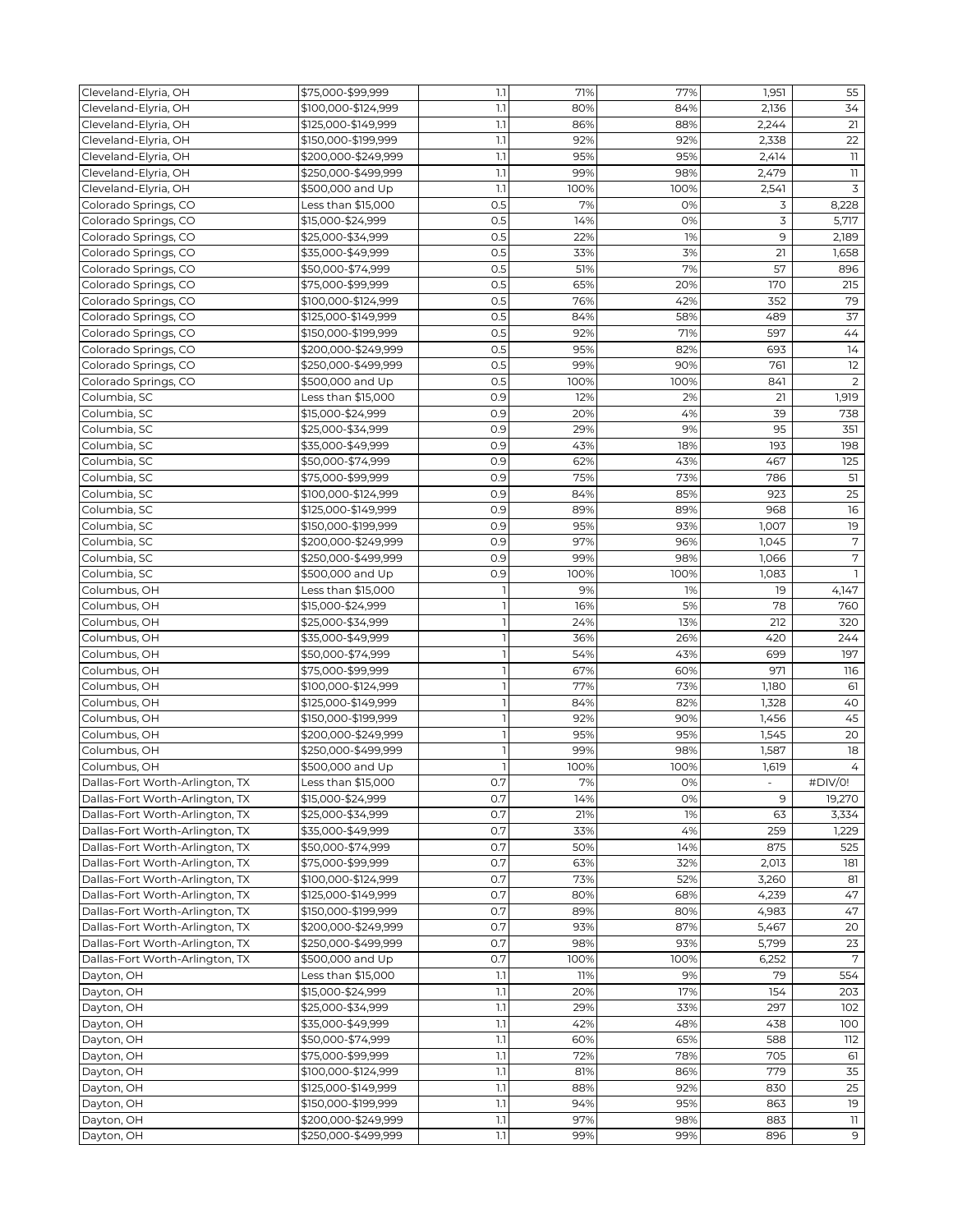| | | | | | | |
|---|---|---|---|---|---|---|
| Cleveland-Elyria, OH | $75,000-$99,999 | 1.1 | 71% | 77% | 1,951 | 55 |
| Cleveland-Elyria, OH | $100,000-$124,999 | 1.1 | 80% | 84% | 2,136 | 34 |
| Cleveland-Elyria, OH | $125,000-$149,999 | 1.1 | 86% | 88% | 2,244 | 21 |
| Cleveland-Elyria, OH | $150,000-$199,999 | 1.1 | 92% | 92% | 2,338 | 22 |
| Cleveland-Elyria, OH | $200,000-$249,999 | 1.1 | 95% | 95% | 2,414 | 11 |
| Cleveland-Elyria, OH | $250,000-$499,999 | 1.1 | 99% | 98% | 2,479 | 11 |
| Cleveland-Elyria, OH | $500,000 and Up | 1.1 | 100% | 100% | 2,541 | 3 |
| Colorado Springs, CO | Less than $15,000 | 0.5 | 7% | 0% | 3 | 8,228 |
| Colorado Springs, CO | $15,000-$24,999 | 0.5 | 14% | 0% | 3 | 5,717 |
| Colorado Springs, CO | $25,000-$34,999 | 0.5 | 22% | 1% | 9 | 2,189 |
| Colorado Springs, CO | $35,000-$49,999 | 0.5 | 33% | 3% | 21 | 1,658 |
| Colorado Springs, CO | $50,000-$74,999 | 0.5 | 51% | 7% | 57 | 896 |
| Colorado Springs, CO | $75,000-$99,999 | 0.5 | 65% | 20% | 170 | 215 |
| Colorado Springs, CO | $100,000-$124,999 | 0.5 | 76% | 42% | 352 | 79 |
| Colorado Springs, CO | $125,000-$149,999 | 0.5 | 84% | 58% | 489 | 37 |
| Colorado Springs, CO | $150,000-$199,999 | 0.5 | 92% | 71% | 597 | 44 |
| Colorado Springs, CO | $200,000-$249,999 | 0.5 | 95% | 82% | 693 | 14 |
| Colorado Springs, CO | $250,000-$499,999 | 0.5 | 99% | 90% | 761 | 12 |
| Colorado Springs, CO | $500,000 and Up | 0.5 | 100% | 100% | 841 | 2 |
| Columbia, SC | Less than $15,000 | 0.9 | 12% | 2% | 21 | 1,919 |
| Columbia, SC | $15,000-$24,999 | 0.9 | 20% | 4% | 39 | 738 |
| Columbia, SC | $25,000-$34,999 | 0.9 | 29% | 9% | 95 | 351 |
| Columbia, SC | $35,000-$49,999 | 0.9 | 43% | 18% | 193 | 198 |
| Columbia, SC | $50,000-$74,999 | 0.9 | 62% | 43% | 467 | 125 |
| Columbia, SC | $75,000-$99,999 | 0.9 | 75% | 73% | 786 | 51 |
| Columbia, SC | $100,000-$124,999 | 0.9 | 84% | 85% | 923 | 25 |
| Columbia, SC | $125,000-$149,999 | 0.9 | 89% | 89% | 968 | 16 |
| Columbia, SC | $150,000-$199,999 | 0.9 | 95% | 93% | 1,007 | 19 |
| Columbia, SC | $200,000-$249,999 | 0.9 | 97% | 96% | 1,045 | 7 |
| Columbia, SC | $250,000-$499,999 | 0.9 | 99% | 98% | 1,066 | 7 |
| Columbia, SC | $500,000 and Up | 0.9 | 100% | 100% | 1,083 | 1 |
| Columbus, OH | Less than $15,000 | 1 | 9% | 1% | 19 | 4,147 |
| Columbus, OH | $15,000-$24,999 | 1 | 16% | 5% | 78 | 760 |
| Columbus, OH | $25,000-$34,999 | 1 | 24% | 13% | 212 | 320 |
| Columbus, OH | $35,000-$49,999 | 1 | 36% | 26% | 420 | 244 |
| Columbus, OH | $50,000-$74,999 | 1 | 54% | 43% | 699 | 197 |
| Columbus, OH | $75,000-$99,999 | 1 | 67% | 60% | 971 | 116 |
| Columbus, OH | $100,000-$124,999 | 1 | 77% | 73% | 1,180 | 61 |
| Columbus, OH | $125,000-$149,999 | 1 | 84% | 82% | 1,328 | 40 |
| Columbus, OH | $150,000-$199,999 | 1 | 92% | 90% | 1,456 | 45 |
| Columbus, OH | $200,000-$249,999 | 1 | 95% | 95% | 1,545 | 20 |
| Columbus, OH | $250,000-$499,999 | 1 | 99% | 98% | 1,587 | 18 |
| Columbus, OH | $500,000 and Up | 1 | 100% | 100% | 1,619 | 4 |
| Dallas-Fort Worth-Arlington, TX | Less than $15,000 | 0.7 | 7% | 0% | - | #DIV/0! |
| Dallas-Fort Worth-Arlington, TX | $15,000-$24,999 | 0.7 | 14% | 0% | 9 | 19,270 |
| Dallas-Fort Worth-Arlington, TX | $25,000-$34,999 | 0.7 | 21% | 1% | 63 | 3,334 |
| Dallas-Fort Worth-Arlington, TX | $35,000-$49,999 | 0.7 | 33% | 4% | 259 | 1,229 |
| Dallas-Fort Worth-Arlington, TX | $50,000-$74,999 | 0.7 | 50% | 14% | 875 | 525 |
| Dallas-Fort Worth-Arlington, TX | $75,000-$99,999 | 0.7 | 63% | 32% | 2,013 | 181 |
| Dallas-Fort Worth-Arlington, TX | $100,000-$124,999 | 0.7 | 73% | 52% | 3,260 | 81 |
| Dallas-Fort Worth-Arlington, TX | $125,000-$149,999 | 0.7 | 80% | 68% | 4,239 | 47 |
| Dallas-Fort Worth-Arlington, TX | $150,000-$199,999 | 0.7 | 89% | 80% | 4,983 | 47 |
| Dallas-Fort Worth-Arlington, TX | $200,000-$249,999 | 0.7 | 93% | 87% | 5,467 | 20 |
| Dallas-Fort Worth-Arlington, TX | $250,000-$499,999 | 0.7 | 98% | 93% | 5,799 | 23 |
| Dallas-Fort Worth-Arlington, TX | $500,000 and Up | 0.7 | 100% | 100% | 6,252 | 7 |
| Dayton, OH | Less than $15,000 | 1.1 | 11% | 9% | 79 | 554 |
| Dayton, OH | $15,000-$24,999 | 1.1 | 20% | 17% | 154 | 203 |
| Dayton, OH | $25,000-$34,999 | 1.1 | 29% | 33% | 297 | 102 |
| Dayton, OH | $35,000-$49,999 | 1.1 | 42% | 48% | 438 | 100 |
| Dayton, OH | $50,000-$74,999 | 1.1 | 60% | 65% | 588 | 112 |
| Dayton, OH | $75,000-$99,999 | 1.1 | 72% | 78% | 705 | 61 |
| Dayton, OH | $100,000-$124,999 | 1.1 | 81% | 86% | 779 | 35 |
| Dayton, OH | $125,000-$149,999 | 1.1 | 88% | 92% | 830 | 25 |
| Dayton, OH | $150,000-$199,999 | 1.1 | 94% | 95% | 863 | 19 |
| Dayton, OH | $200,000-$249,999 | 1.1 | 97% | 98% | 883 | 11 |
| Dayton, OH | $250,000-$499,999 | 1.1 | 99% | 99% | 896 | 9 |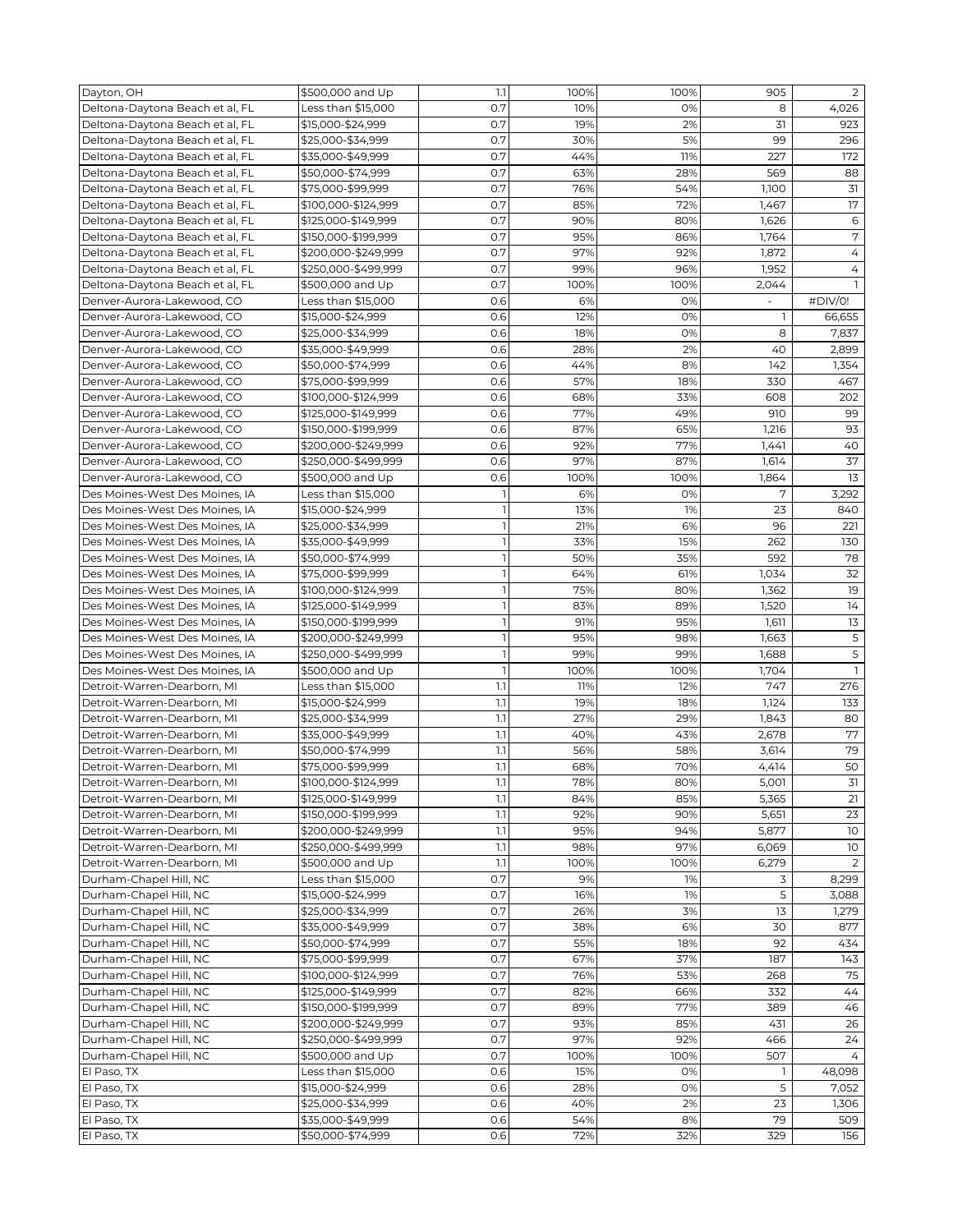| Dayton, OH | $500,000 and Up | 1.1 | 100% | 100% | 905 | 2 |
|---|---|---|---|---|---|---|
| Deltona-Daytona Beach et al, FL | Less than $15,000 | 0.7 | 10% | 0% | 8 | 4,026 |
| Deltona-Daytona Beach et al, FL | $15,000-$24,999 | 0.7 | 19% | 2% | 31 | 923 |
| Deltona-Daytona Beach et al, FL | $25,000-$34,999 | 0.7 | 30% | 5% | 99 | 296 |
| Deltona-Daytona Beach et al, FL | $35,000-$49,999 | 0.7 | 44% | 11% | 227 | 172 |
| Deltona-Daytona Beach et al, FL | $50,000-$74,999 | 0.7 | 63% | 28% | 569 | 88 |
| Deltona-Daytona Beach et al, FL | $75,000-$99,999 | 0.7 | 76% | 54% | 1,100 | 31 |
| Deltona-Daytona Beach et al, FL | $100,000-$124,999 | 0.7 | 85% | 72% | 1,467 | 17 |
| Deltona-Daytona Beach et al, FL | $125,000-$149,999 | 0.7 | 90% | 80% | 1,626 | 6 |
| Deltona-Daytona Beach et al, FL | $150,000-$199,999 | 0.7 | 95% | 86% | 1,764 | 7 |
| Deltona-Daytona Beach et al, FL | $200,000-$249,999 | 0.7 | 97% | 92% | 1,872 | 4 |
| Deltona-Daytona Beach et al, FL | $250,000-$499,999 | 0.7 | 99% | 96% | 1,952 | 4 |
| Deltona-Daytona Beach et al, FL | $500,000 and Up | 0.7 | 100% | 100% | 2,044 | 1 |
| Denver-Aurora-Lakewood, CO | Less than $15,000 | 0.6 | 6% | 0% | - | #DIV/0! |
| Denver-Aurora-Lakewood, CO | $15,000-$24,999 | 0.6 | 12% | 0% | 1 | 66,655 |
| Denver-Aurora-Lakewood, CO | $25,000-$34,999 | 0.6 | 18% | 0% | 8 | 7,837 |
| Denver-Aurora-Lakewood, CO | $35,000-$49,999 | 0.6 | 28% | 2% | 40 | 2,899 |
| Denver-Aurora-Lakewood, CO | $50,000-$74,999 | 0.6 | 44% | 8% | 142 | 1,354 |
| Denver-Aurora-Lakewood, CO | $75,000-$99,999 | 0.6 | 57% | 18% | 330 | 467 |
| Denver-Aurora-Lakewood, CO | $100,000-$124,999 | 0.6 | 68% | 33% | 608 | 202 |
| Denver-Aurora-Lakewood, CO | $125,000-$149,999 | 0.6 | 77% | 49% | 910 | 99 |
| Denver-Aurora-Lakewood, CO | $150,000-$199,999 | 0.6 | 87% | 65% | 1,216 | 93 |
| Denver-Aurora-Lakewood, CO | $200,000-$249,999 | 0.6 | 92% | 77% | 1,441 | 40 |
| Denver-Aurora-Lakewood, CO | $250,000-$499,999 | 0.6 | 97% | 87% | 1,614 | 37 |
| Denver-Aurora-Lakewood, CO | $500,000 and Up | 0.6 | 100% | 100% | 1,864 | 13 |
| Des Moines-West Des Moines, IA | Less than $15,000 | 1 | 6% | 0% | 7 | 3,292 |
| Des Moines-West Des Moines, IA | $15,000-$24,999 | 1 | 13% | 1% | 23 | 840 |
| Des Moines-West Des Moines, IA | $25,000-$34,999 | 1 | 21% | 6% | 96 | 221 |
| Des Moines-West Des Moines, IA | $35,000-$49,999 | 1 | 33% | 15% | 262 | 130 |
| Des Moines-West Des Moines, IA | $50,000-$74,999 | 1 | 50% | 35% | 592 | 78 |
| Des Moines-West Des Moines, IA | $75,000-$99,999 | 1 | 64% | 61% | 1,034 | 32 |
| Des Moines-West Des Moines, IA | $100,000-$124,999 | 1 | 75% | 80% | 1,362 | 19 |
| Des Moines-West Des Moines, IA | $125,000-$149,999 | 1 | 83% | 89% | 1,520 | 14 |
| Des Moines-West Des Moines, IA | $150,000-$199,999 | 1 | 91% | 95% | 1,611 | 13 |
| Des Moines-West Des Moines, IA | $200,000-$249,999 | 1 | 95% | 98% | 1,663 | 5 |
| Des Moines-West Des Moines, IA | $250,000-$499,999 | 1 | 99% | 99% | 1,688 | 5 |
| Des Moines-West Des Moines, IA | $500,000 and Up | 1 | 100% | 100% | 1,704 | 1 |
| Detroit-Warren-Dearborn, MI | Less than $15,000 | 1.1 | 11% | 12% | 747 | 276 |
| Detroit-Warren-Dearborn, MI | $15,000-$24,999 | 1.1 | 19% | 18% | 1,124 | 133 |
| Detroit-Warren-Dearborn, MI | $25,000-$34,999 | 1.1 | 27% | 29% | 1,843 | 80 |
| Detroit-Warren-Dearborn, MI | $35,000-$49,999 | 1.1 | 40% | 43% | 2,678 | 77 |
| Detroit-Warren-Dearborn, MI | $50,000-$74,999 | 1.1 | 56% | 58% | 3,614 | 79 |
| Detroit-Warren-Dearborn, MI | $75,000-$99,999 | 1.1 | 68% | 70% | 4,414 | 50 |
| Detroit-Warren-Dearborn, MI | $100,000-$124,999 | 1.1 | 78% | 80% | 5,001 | 31 |
| Detroit-Warren-Dearborn, MI | $125,000-$149,999 | 1.1 | 84% | 85% | 5,365 | 21 |
| Detroit-Warren-Dearborn, MI | $150,000-$199,999 | 1.1 | 92% | 90% | 5,651 | 23 |
| Detroit-Warren-Dearborn, MI | $200,000-$249,999 | 1.1 | 95% | 94% | 5,877 | 10 |
| Detroit-Warren-Dearborn, MI | $250,000-$499,999 | 1.1 | 98% | 97% | 6,069 | 10 |
| Detroit-Warren-Dearborn, MI | $500,000 and Up | 1.1 | 100% | 100% | 6,279 | 2 |
| Durham-Chapel Hill, NC | Less than $15,000 | 0.7 | 9% | 1% | 3 | 8,299 |
| Durham-Chapel Hill, NC | $15,000-$24,999 | 0.7 | 16% | 1% | 5 | 3,088 |
| Durham-Chapel Hill, NC | $25,000-$34,999 | 0.7 | 26% | 3% | 13 | 1,279 |
| Durham-Chapel Hill, NC | $35,000-$49,999 | 0.7 | 38% | 6% | 30 | 877 |
| Durham-Chapel Hill, NC | $50,000-$74,999 | 0.7 | 55% | 18% | 92 | 434 |
| Durham-Chapel Hill, NC | $75,000-$99,999 | 0.7 | 67% | 37% | 187 | 143 |
| Durham-Chapel Hill, NC | $100,000-$124,999 | 0.7 | 76% | 53% | 268 | 75 |
| Durham-Chapel Hill, NC | $125,000-$149,999 | 0.7 | 82% | 66% | 332 | 44 |
| Durham-Chapel Hill, NC | $150,000-$199,999 | 0.7 | 89% | 77% | 389 | 46 |
| Durham-Chapel Hill, NC | $200,000-$249,999 | 0.7 | 93% | 85% | 431 | 26 |
| Durham-Chapel Hill, NC | $250,000-$499,999 | 0.7 | 97% | 92% | 466 | 24 |
| Durham-Chapel Hill, NC | $500,000 and Up | 0.7 | 100% | 100% | 507 | 4 |
| El Paso, TX | Less than $15,000 | 0.6 | 15% | 0% | 1 | 48,098 |
| El Paso, TX | $15,000-$24,999 | 0.6 | 28% | 0% | 5 | 7,052 |
| El Paso, TX | $25,000-$34,999 | 0.6 | 40% | 2% | 23 | 1,306 |
| El Paso, TX | $35,000-$49,999 | 0.6 | 54% | 8% | 79 | 509 |
| El Paso, TX | $50,000-$74,999 | 0.6 | 72% | 32% | 329 | 156 |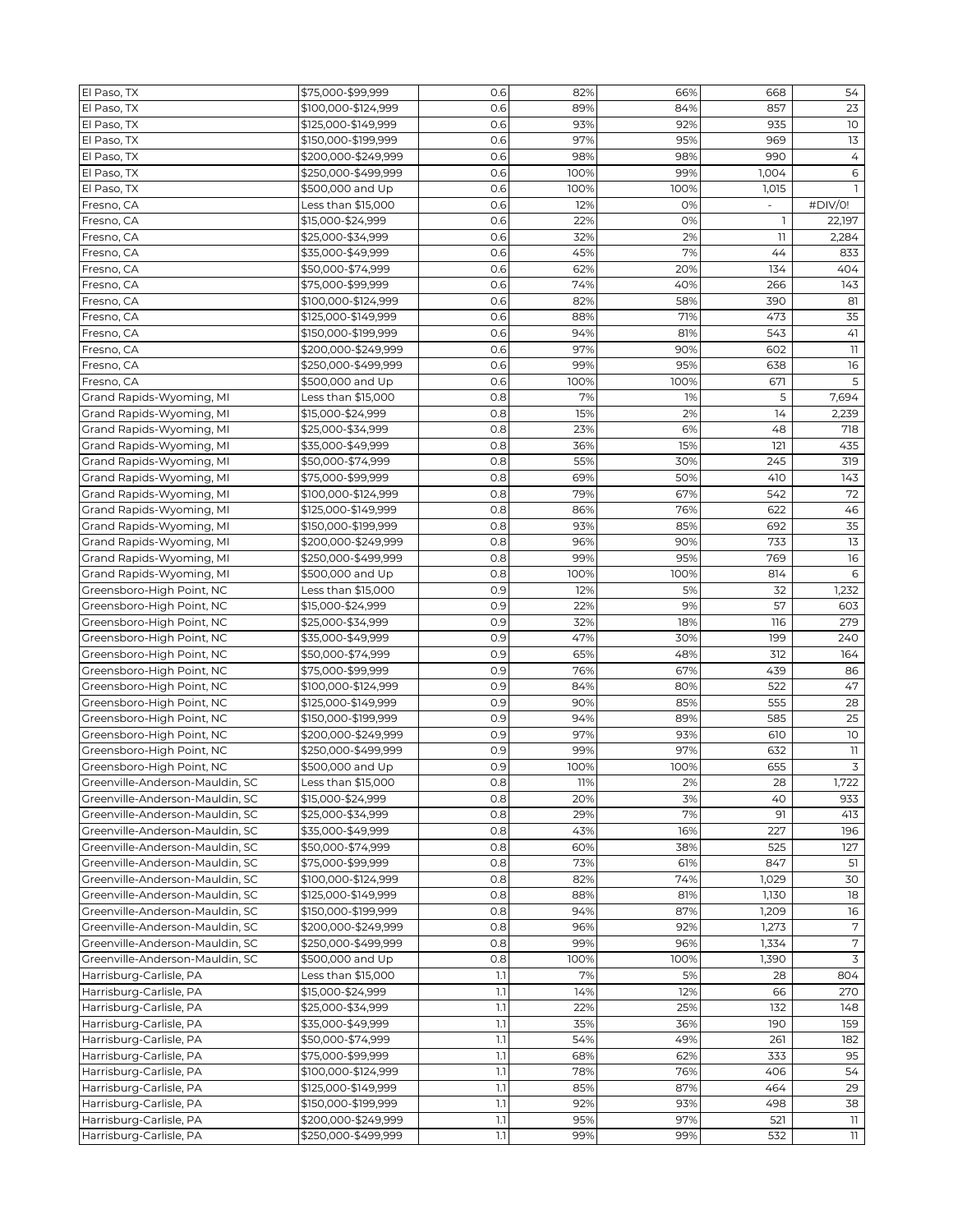| El Paso, TX | $75,000-$99,999 | 0.6 | 82% | 66% | 668 | 54 |
|---|---|---|---|---|---|---|
| El Paso, TX | $100,000-$124,999 | 0.6 | 89% | 84% | 857 | 23 |
| El Paso, TX | $125,000-$149,999 | 0.6 | 93% | 92% | 935 | 10 |
| El Paso, TX | $150,000-$199,999 | 0.6 | 97% | 95% | 969 | 13 |
| El Paso, TX | $200,000-$249,999 | 0.6 | 98% | 98% | 990 | 4 |
| El Paso, TX | $250,000-$499,999 | 0.6 | 100% | 99% | 1,004 | 6 |
| El Paso, TX | $500,000 and Up | 0.6 | 100% | 100% | 1,015 | 1 |
| Fresno, CA | Less than $15,000 | 0.6 | 12% | 0% | - | #DIV/0! |
| Fresno, CA | $15,000-$24,999 | 0.6 | 22% | 0% | 1 | 22,197 |
| Fresno, CA | $25,000-$34,999 | 0.6 | 32% | 2% | 11 | 2,284 |
| Fresno, CA | $35,000-$49,999 | 0.6 | 45% | 7% | 44 | 833 |
| Fresno, CA | $50,000-$74,999 | 0.6 | 62% | 20% | 134 | 404 |
| Fresno, CA | $75,000-$99,999 | 0.6 | 74% | 40% | 266 | 143 |
| Fresno, CA | $100,000-$124,999 | 0.6 | 82% | 58% | 390 | 81 |
| Fresno, CA | $125,000-$149,999 | 0.6 | 88% | 71% | 473 | 35 |
| Fresno, CA | $150,000-$199,999 | 0.6 | 94% | 81% | 543 | 41 |
| Fresno, CA | $200,000-$249,999 | 0.6 | 97% | 90% | 602 | 11 |
| Fresno, CA | $250,000-$499,999 | 0.6 | 99% | 95% | 638 | 16 |
| Fresno, CA | $500,000 and Up | 0.6 | 100% | 100% | 671 | 5 |
| Grand Rapids-Wyoming, MI | Less than $15,000 | 0.8 | 7% | 1% | 5 | 7,694 |
| Grand Rapids-Wyoming, MI | $15,000-$24,999 | 0.8 | 15% | 2% | 14 | 2,239 |
| Grand Rapids-Wyoming, MI | $25,000-$34,999 | 0.8 | 23% | 6% | 48 | 718 |
| Grand Rapids-Wyoming, MI | $35,000-$49,999 | 0.8 | 36% | 15% | 121 | 435 |
| Grand Rapids-Wyoming, MI | $50,000-$74,999 | 0.8 | 55% | 30% | 245 | 319 |
| Grand Rapids-Wyoming, MI | $75,000-$99,999 | 0.8 | 69% | 50% | 410 | 143 |
| Grand Rapids-Wyoming, MI | $100,000-$124,999 | 0.8 | 79% | 67% | 542 | 72 |
| Grand Rapids-Wyoming, MI | $125,000-$149,999 | 0.8 | 86% | 76% | 622 | 46 |
| Grand Rapids-Wyoming, MI | $150,000-$199,999 | 0.8 | 93% | 85% | 692 | 35 |
| Grand Rapids-Wyoming, MI | $200,000-$249,999 | 0.8 | 96% | 90% | 733 | 13 |
| Grand Rapids-Wyoming, MI | $250,000-$499,999 | 0.8 | 99% | 95% | 769 | 16 |
| Grand Rapids-Wyoming, MI | $500,000 and Up | 0.8 | 100% | 100% | 814 | 6 |
| Greensboro-High Point, NC | Less than $15,000 | 0.9 | 12% | 5% | 32 | 1,232 |
| Greensboro-High Point, NC | $15,000-$24,999 | 0.9 | 22% | 9% | 57 | 603 |
| Greensboro-High Point, NC | $25,000-$34,999 | 0.9 | 32% | 18% | 116 | 279 |
| Greensboro-High Point, NC | $35,000-$49,999 | 0.9 | 47% | 30% | 199 | 240 |
| Greensboro-High Point, NC | $50,000-$74,999 | 0.9 | 65% | 48% | 312 | 164 |
| Greensboro-High Point, NC | $75,000-$99,999 | 0.9 | 76% | 67% | 439 | 86 |
| Greensboro-High Point, NC | $100,000-$124,999 | 0.9 | 84% | 80% | 522 | 47 |
| Greensboro-High Point, NC | $125,000-$149,999 | 0.9 | 90% | 85% | 555 | 28 |
| Greensboro-High Point, NC | $150,000-$199,999 | 0.9 | 94% | 89% | 585 | 25 |
| Greensboro-High Point, NC | $200,000-$249,999 | 0.9 | 97% | 93% | 610 | 10 |
| Greensboro-High Point, NC | $250,000-$499,999 | 0.9 | 99% | 97% | 632 | 11 |
| Greensboro-High Point, NC | $500,000 and Up | 0.9 | 100% | 100% | 655 | 3 |
| Greenville-Anderson-Mauldin, SC | Less than $15,000 | 0.8 | 11% | 2% | 28 | 1,722 |
| Greenville-Anderson-Mauldin, SC | $15,000-$24,999 | 0.8 | 20% | 3% | 40 | 933 |
| Greenville-Anderson-Mauldin, SC | $25,000-$34,999 | 0.8 | 29% | 7% | 91 | 413 |
| Greenville-Anderson-Mauldin, SC | $35,000-$49,999 | 0.8 | 43% | 16% | 227 | 196 |
| Greenville-Anderson-Mauldin, SC | $50,000-$74,999 | 0.8 | 60% | 38% | 525 | 127 |
| Greenville-Anderson-Mauldin, SC | $75,000-$99,999 | 0.8 | 73% | 61% | 847 | 51 |
| Greenville-Anderson-Mauldin, SC | $100,000-$124,999 | 0.8 | 82% | 74% | 1,029 | 30 |
| Greenville-Anderson-Mauldin, SC | $125,000-$149,999 | 0.8 | 88% | 81% | 1,130 | 18 |
| Greenville-Anderson-Mauldin, SC | $150,000-$199,999 | 0.8 | 94% | 87% | 1,209 | 16 |
| Greenville-Anderson-Mauldin, SC | $200,000-$249,999 | 0.8 | 96% | 92% | 1,273 | 7 |
| Greenville-Anderson-Mauldin, SC | $250,000-$499,999 | 0.8 | 99% | 96% | 1,334 | 7 |
| Greenville-Anderson-Mauldin, SC | $500,000 and Up | 0.8 | 100% | 100% | 1,390 | 3 |
| Harrisburg-Carlisle, PA | Less than $15,000 | 1.1 | 7% | 5% | 28 | 804 |
| Harrisburg-Carlisle, PA | $15,000-$24,999 | 1.1 | 14% | 12% | 66 | 270 |
| Harrisburg-Carlisle, PA | $25,000-$34,999 | 1.1 | 22% | 25% | 132 | 148 |
| Harrisburg-Carlisle, PA | $35,000-$49,999 | 1.1 | 35% | 36% | 190 | 159 |
| Harrisburg-Carlisle, PA | $50,000-$74,999 | 1.1 | 54% | 49% | 261 | 182 |
| Harrisburg-Carlisle, PA | $75,000-$99,999 | 1.1 | 68% | 62% | 333 | 95 |
| Harrisburg-Carlisle, PA | $100,000-$124,999 | 1.1 | 78% | 76% | 406 | 54 |
| Harrisburg-Carlisle, PA | $125,000-$149,999 | 1.1 | 85% | 87% | 464 | 29 |
| Harrisburg-Carlisle, PA | $150,000-$199,999 | 1.1 | 92% | 93% | 498 | 38 |
| Harrisburg-Carlisle, PA | $200,000-$249,999 | 1.1 | 95% | 97% | 521 | 11 |
| Harrisburg-Carlisle, PA | $250,000-$499,999 | 1.1 | 99% | 99% | 532 | 11 |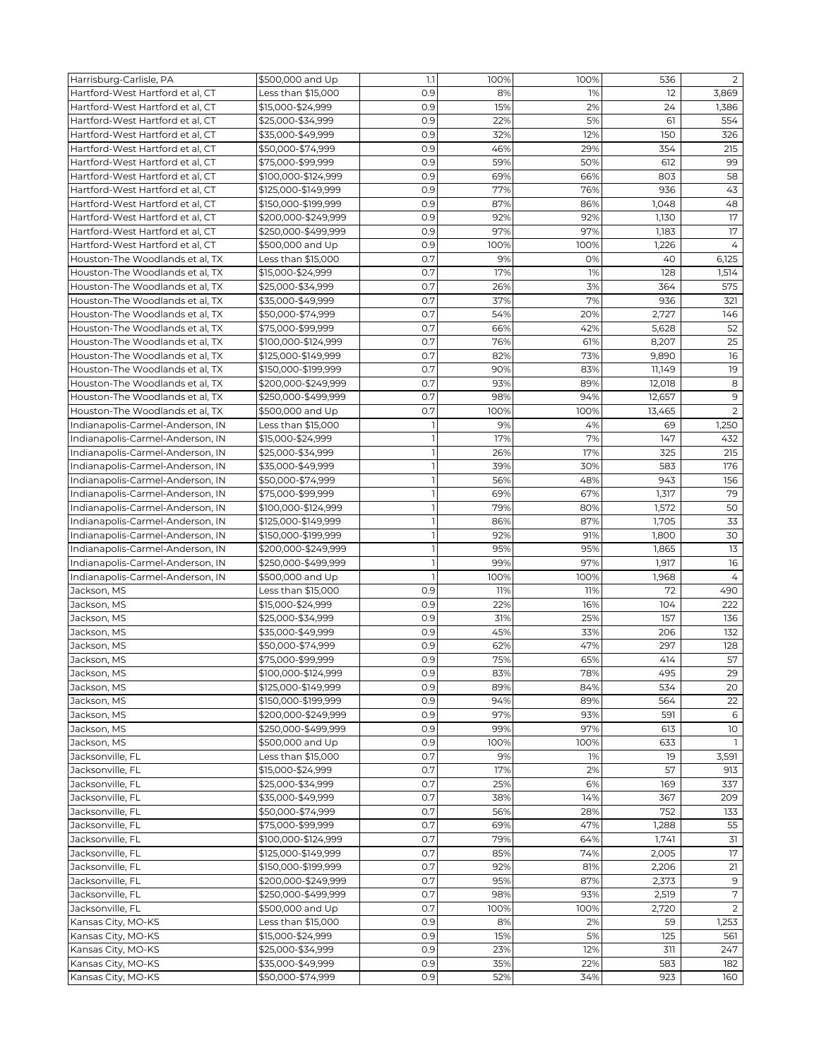| | | | | | | |
|---|---|---|---|---|---|---|
| Harrisburg-Carlisle, PA | $500,000 and Up | 1.1 | 100% | 100% | 536 | 2 |
| Hartford-West Hartford et al, CT | Less than $15,000 | 0.9 | 8% | 1% | 12 | 3,869 |
| Hartford-West Hartford et al, CT | $15,000-$24,999 | 0.9 | 15% | 2% | 24 | 1,386 |
| Hartford-West Hartford et al, CT | $25,000-$34,999 | 0.9 | 22% | 5% | 61 | 554 |
| Hartford-West Hartford et al, CT | $35,000-$49,999 | 0.9 | 32% | 12% | 150 | 326 |
| Hartford-West Hartford et al, CT | $50,000-$74,999 | 0.9 | 46% | 29% | 354 | 215 |
| Hartford-West Hartford et al, CT | $75,000-$99,999 | 0.9 | 59% | 50% | 612 | 99 |
| Hartford-West Hartford et al, CT | $100,000-$124,999 | 0.9 | 69% | 66% | 803 | 58 |
| Hartford-West Hartford et al, CT | $125,000-$149,999 | 0.9 | 77% | 76% | 936 | 43 |
| Hartford-West Hartford et al, CT | $150,000-$199,999 | 0.9 | 87% | 86% | 1,048 | 48 |
| Hartford-West Hartford et al, CT | $200,000-$249,999 | 0.9 | 92% | 92% | 1,130 | 17 |
| Hartford-West Hartford et al, CT | $250,000-$499,999 | 0.9 | 97% | 97% | 1,183 | 17 |
| Hartford-West Hartford et al, CT | $500,000 and Up | 0.9 | 100% | 100% | 1,226 | 4 |
| Houston-The Woodlands et al, TX | Less than $15,000 | 0.7 | 9% | 0% | 40 | 6,125 |
| Houston-The Woodlands et al, TX | $15,000-$24,999 | 0.7 | 17% | 1% | 128 | 1,514 |
| Houston-The Woodlands et al, TX | $25,000-$34,999 | 0.7 | 26% | 3% | 364 | 575 |
| Houston-The Woodlands et al, TX | $35,000-$49,999 | 0.7 | 37% | 7% | 936 | 321 |
| Houston-The Woodlands et al, TX | $50,000-$74,999 | 0.7 | 54% | 20% | 2,727 | 146 |
| Houston-The Woodlands et al, TX | $75,000-$99,999 | 0.7 | 66% | 42% | 5,628 | 52 |
| Houston-The Woodlands et al, TX | $100,000-$124,999 | 0.7 | 76% | 61% | 8,207 | 25 |
| Houston-The Woodlands et al, TX | $125,000-$149,999 | 0.7 | 82% | 73% | 9,890 | 16 |
| Houston-The Woodlands et al, TX | $150,000-$199,999 | 0.7 | 90% | 83% | 11,149 | 19 |
| Houston-The Woodlands et al, TX | $200,000-$249,999 | 0.7 | 93% | 89% | 12,018 | 8 |
| Houston-The Woodlands et al, TX | $250,000-$499,999 | 0.7 | 98% | 94% | 12,657 | 9 |
| Houston-The Woodlands et al, TX | $500,000 and Up | 0.7 | 100% | 100% | 13,465 | 2 |
| Indianapolis-Carmel-Anderson, IN | Less than $15,000 | 1 | 9% | 4% | 69 | 1,250 |
| Indianapolis-Carmel-Anderson, IN | $15,000-$24,999 | 1 | 17% | 7% | 147 | 432 |
| Indianapolis-Carmel-Anderson, IN | $25,000-$34,999 | 1 | 26% | 17% | 325 | 215 |
| Indianapolis-Carmel-Anderson, IN | $35,000-$49,999 | 1 | 39% | 30% | 583 | 176 |
| Indianapolis-Carmel-Anderson, IN | $50,000-$74,999 | 1 | 56% | 48% | 943 | 156 |
| Indianapolis-Carmel-Anderson, IN | $75,000-$99,999 | 1 | 69% | 67% | 1,317 | 79 |
| Indianapolis-Carmel-Anderson, IN | $100,000-$124,999 | 1 | 79% | 80% | 1,572 | 50 |
| Indianapolis-Carmel-Anderson, IN | $125,000-$149,999 | 1 | 86% | 87% | 1,705 | 33 |
| Indianapolis-Carmel-Anderson, IN | $150,000-$199,999 | 1 | 92% | 91% | 1,800 | 30 |
| Indianapolis-Carmel-Anderson, IN | $200,000-$249,999 | 1 | 95% | 95% | 1,865 | 13 |
| Indianapolis-Carmel-Anderson, IN | $250,000-$499,999 | 1 | 99% | 97% | 1,917 | 16 |
| Indianapolis-Carmel-Anderson, IN | $500,000 and Up | 1 | 100% | 100% | 1,968 | 4 |
| Jackson, MS | Less than $15,000 | 0.9 | 11% | 11% | 72 | 490 |
| Jackson, MS | $15,000-$24,999 | 0.9 | 22% | 16% | 104 | 222 |
| Jackson, MS | $25,000-$34,999 | 0.9 | 31% | 25% | 157 | 136 |
| Jackson, MS | $35,000-$49,999 | 0.9 | 45% | 33% | 206 | 132 |
| Jackson, MS | $50,000-$74,999 | 0.9 | 62% | 47% | 297 | 128 |
| Jackson, MS | $75,000-$99,999 | 0.9 | 75% | 65% | 414 | 57 |
| Jackson, MS | $100,000-$124,999 | 0.9 | 83% | 78% | 495 | 29 |
| Jackson, MS | $125,000-$149,999 | 0.9 | 89% | 84% | 534 | 20 |
| Jackson, MS | $150,000-$199,999 | 0.9 | 94% | 89% | 564 | 22 |
| Jackson, MS | $200,000-$249,999 | 0.9 | 97% | 93% | 591 | 6 |
| Jackson, MS | $250,000-$499,999 | 0.9 | 99% | 97% | 613 | 10 |
| Jackson, MS | $500,000 and Up | 0.9 | 100% | 100% | 633 | 1 |
| Jacksonville, FL | Less than $15,000 | 0.7 | 9% | 1% | 19 | 3,591 |
| Jacksonville, FL | $15,000-$24,999 | 0.7 | 17% | 2% | 57 | 913 |
| Jacksonville, FL | $25,000-$34,999 | 0.7 | 25% | 6% | 169 | 337 |
| Jacksonville, FL | $35,000-$49,999 | 0.7 | 38% | 14% | 367 | 209 |
| Jacksonville, FL | $50,000-$74,999 | 0.7 | 56% | 28% | 752 | 133 |
| Jacksonville, FL | $75,000-$99,999 | 0.7 | 69% | 47% | 1,288 | 55 |
| Jacksonville, FL | $100,000-$124,999 | 0.7 | 79% | 64% | 1,741 | 31 |
| Jacksonville, FL | $125,000-$149,999 | 0.7 | 85% | 74% | 2,005 | 17 |
| Jacksonville, FL | $150,000-$199,999 | 0.7 | 92% | 81% | 2,206 | 21 |
| Jacksonville, FL | $200,000-$249,999 | 0.7 | 95% | 87% | 2,373 | 9 |
| Jacksonville, FL | $250,000-$499,999 | 0.7 | 98% | 93% | 2,519 | 7 |
| Jacksonville, FL | $500,000 and Up | 0.7 | 100% | 100% | 2,720 | 2 |
| Kansas City, MO-KS | Less than $15,000 | 0.9 | 8% | 2% | 59 | 1,253 |
| Kansas City, MO-KS | $15,000-$24,999 | 0.9 | 15% | 5% | 125 | 561 |
| Kansas City, MO-KS | $25,000-$34,999 | 0.9 | 23% | 12% | 311 | 247 |
| Kansas City, MO-KS | $35,000-$49,999 | 0.9 | 35% | 22% | 583 | 182 |
| Kansas City, MO-KS | $50,000-$74,999 | 0.9 | 52% | 34% | 923 | 160 |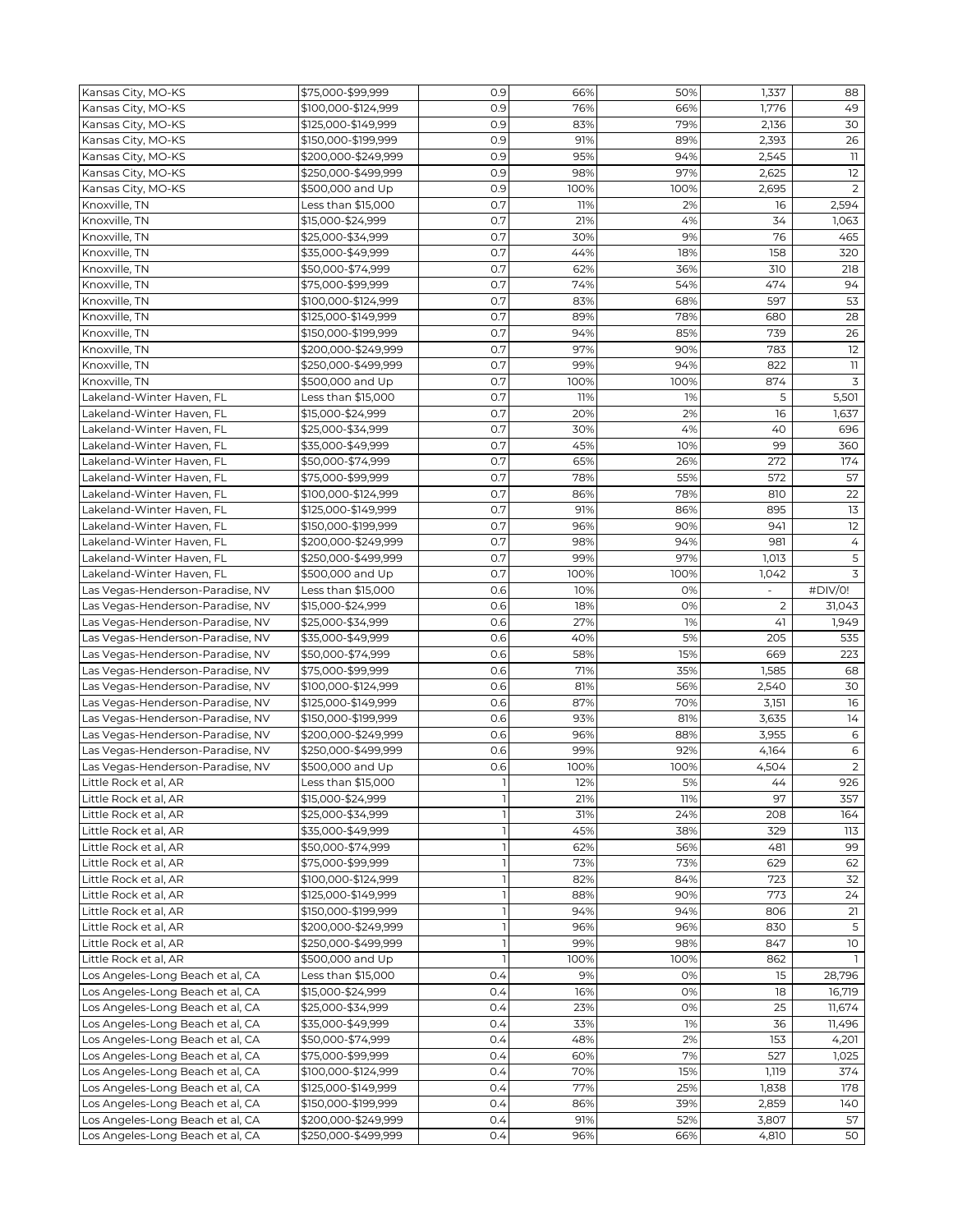| | | | | | | |
|---|---|---|---|---|---|---|
| Kansas City, MO-KS | $75,000-$99,999 | 0.9 | 66% | 50% | 1,337 | 88 |
| Kansas City, MO-KS | $100,000-$124,999 | 0.9 | 76% | 66% | 1,776 | 49 |
| Kansas City, MO-KS | $125,000-$149,999 | 0.9 | 83% | 79% | 2,136 | 30 |
| Kansas City, MO-KS | $150,000-$199,999 | 0.9 | 91% | 89% | 2,393 | 26 |
| Kansas City, MO-KS | $200,000-$249,999 | 0.9 | 95% | 94% | 2,545 | 11 |
| Kansas City, MO-KS | $250,000-$499,999 | 0.9 | 98% | 97% | 2,625 | 12 |
| Kansas City, MO-KS | $500,000 and Up | 0.9 | 100% | 100% | 2,695 | 2 |
| Knoxville, TN | Less than $15,000 | 0.7 | 11% | 2% | 16 | 2,594 |
| Knoxville, TN | $15,000-$24,999 | 0.7 | 21% | 4% | 34 | 1,063 |
| Knoxville, TN | $25,000-$34,999 | 0.7 | 30% | 9% | 76 | 465 |
| Knoxville, TN | $35,000-$49,999 | 0.7 | 44% | 18% | 158 | 320 |
| Knoxville, TN | $50,000-$74,999 | 0.7 | 62% | 36% | 310 | 218 |
| Knoxville, TN | $75,000-$99,999 | 0.7 | 74% | 54% | 474 | 94 |
| Knoxville, TN | $100,000-$124,999 | 0.7 | 83% | 68% | 597 | 53 |
| Knoxville, TN | $125,000-$149,999 | 0.7 | 89% | 78% | 680 | 28 |
| Knoxville, TN | $150,000-$199,999 | 0.7 | 94% | 85% | 739 | 26 |
| Knoxville, TN | $200,000-$249,999 | 0.7 | 97% | 90% | 783 | 12 |
| Knoxville, TN | $250,000-$499,999 | 0.7 | 99% | 94% | 822 | 11 |
| Knoxville, TN | $500,000 and Up | 0.7 | 100% | 100% | 874 | 3 |
| Lakeland-Winter Haven, FL | Less than $15,000 | 0.7 | 11% | 1% | 5 | 5,501 |
| Lakeland-Winter Haven, FL | $15,000-$24,999 | 0.7 | 20% | 2% | 16 | 1,637 |
| Lakeland-Winter Haven, FL | $25,000-$34,999 | 0.7 | 30% | 4% | 40 | 696 |
| Lakeland-Winter Haven, FL | $35,000-$49,999 | 0.7 | 45% | 10% | 99 | 360 |
| Lakeland-Winter Haven, FL | $50,000-$74,999 | 0.7 | 65% | 26% | 272 | 174 |
| Lakeland-Winter Haven, FL | $75,000-$99,999 | 0.7 | 78% | 55% | 572 | 57 |
| Lakeland-Winter Haven, FL | $100,000-$124,999 | 0.7 | 86% | 78% | 810 | 22 |
| Lakeland-Winter Haven, FL | $125,000-$149,999 | 0.7 | 91% | 86% | 895 | 13 |
| Lakeland-Winter Haven, FL | $150,000-$199,999 | 0.7 | 96% | 90% | 941 | 12 |
| Lakeland-Winter Haven, FL | $200,000-$249,999 | 0.7 | 98% | 94% | 981 | 4 |
| Lakeland-Winter Haven, FL | $250,000-$499,999 | 0.7 | 99% | 97% | 1,013 | 5 |
| Lakeland-Winter Haven, FL | $500,000 and Up | 0.7 | 100% | 100% | 1,042 | 3 |
| Las Vegas-Henderson-Paradise, NV | Less than $15,000 | 0.6 | 10% | 0% | - | #DIV/0! |
| Las Vegas-Henderson-Paradise, NV | $15,000-$24,999 | 0.6 | 18% | 0% | 2 | 31,043 |
| Las Vegas-Henderson-Paradise, NV | $25,000-$34,999 | 0.6 | 27% | 1% | 41 | 1,949 |
| Las Vegas-Henderson-Paradise, NV | $35,000-$49,999 | 0.6 | 40% | 5% | 205 | 535 |
| Las Vegas-Henderson-Paradise, NV | $50,000-$74,999 | 0.6 | 58% | 15% | 669 | 223 |
| Las Vegas-Henderson-Paradise, NV | $75,000-$99,999 | 0.6 | 71% | 35% | 1,585 | 68 |
| Las Vegas-Henderson-Paradise, NV | $100,000-$124,999 | 0.6 | 81% | 56% | 2,540 | 30 |
| Las Vegas-Henderson-Paradise, NV | $125,000-$149,999 | 0.6 | 87% | 70% | 3,151 | 16 |
| Las Vegas-Henderson-Paradise, NV | $150,000-$199,999 | 0.6 | 93% | 81% | 3,635 | 14 |
| Las Vegas-Henderson-Paradise, NV | $200,000-$249,999 | 0.6 | 96% | 88% | 3,955 | 6 |
| Las Vegas-Henderson-Paradise, NV | $250,000-$499,999 | 0.6 | 99% | 92% | 4,164 | 6 |
| Las Vegas-Henderson-Paradise, NV | $500,000 and Up | 0.6 | 100% | 100% | 4,504 | 2 |
| Little Rock et al, AR | Less than $15,000 | 1 | 12% | 5% | 44 | 926 |
| Little Rock et al, AR | $15,000-$24,999 | 1 | 21% | 11% | 97 | 357 |
| Little Rock et al, AR | $25,000-$34,999 | 1 | 31% | 24% | 208 | 164 |
| Little Rock et al, AR | $35,000-$49,999 | 1 | 45% | 38% | 329 | 113 |
| Little Rock et al, AR | $50,000-$74,999 | 1 | 62% | 56% | 481 | 99 |
| Little Rock et al, AR | $75,000-$99,999 | 1 | 73% | 73% | 629 | 62 |
| Little Rock et al, AR | $100,000-$124,999 | 1 | 82% | 84% | 723 | 32 |
| Little Rock et al, AR | $125,000-$149,999 | 1 | 88% | 90% | 773 | 24 |
| Little Rock et al, AR | $150,000-$199,999 | 1 | 94% | 94% | 806 | 21 |
| Little Rock et al, AR | $200,000-$249,999 | 1 | 96% | 96% | 830 | 5 |
| Little Rock et al, AR | $250,000-$499,999 | 1 | 99% | 98% | 847 | 10 |
| Little Rock et al, AR | $500,000 and Up | 1 | 100% | 100% | 862 | 1 |
| Los Angeles-Long Beach et al, CA | Less than $15,000 | 0.4 | 9% | 0% | 15 | 28,796 |
| Los Angeles-Long Beach et al, CA | $15,000-$24,999 | 0.4 | 16% | 0% | 18 | 16,719 |
| Los Angeles-Long Beach et al, CA | $25,000-$34,999 | 0.4 | 23% | 0% | 25 | 11,674 |
| Los Angeles-Long Beach et al, CA | $35,000-$49,999 | 0.4 | 33% | 1% | 36 | 11,496 |
| Los Angeles-Long Beach et al, CA | $50,000-$74,999 | 0.4 | 48% | 2% | 153 | 4,201 |
| Los Angeles-Long Beach et al, CA | $75,000-$99,999 | 0.4 | 60% | 7% | 527 | 1,025 |
| Los Angeles-Long Beach et al, CA | $100,000-$124,999 | 0.4 | 70% | 15% | 1,119 | 374 |
| Los Angeles-Long Beach et al, CA | $125,000-$149,999 | 0.4 | 77% | 25% | 1,838 | 178 |
| Los Angeles-Long Beach et al, CA | $150,000-$199,999 | 0.4 | 86% | 39% | 2,859 | 140 |
| Los Angeles-Long Beach et al, CA | $200,000-$249,999 | 0.4 | 91% | 52% | 3,807 | 57 |
| Los Angeles-Long Beach et al, CA | $250,000-$499,999 | 0.4 | 96% | 66% | 4,810 | 50 |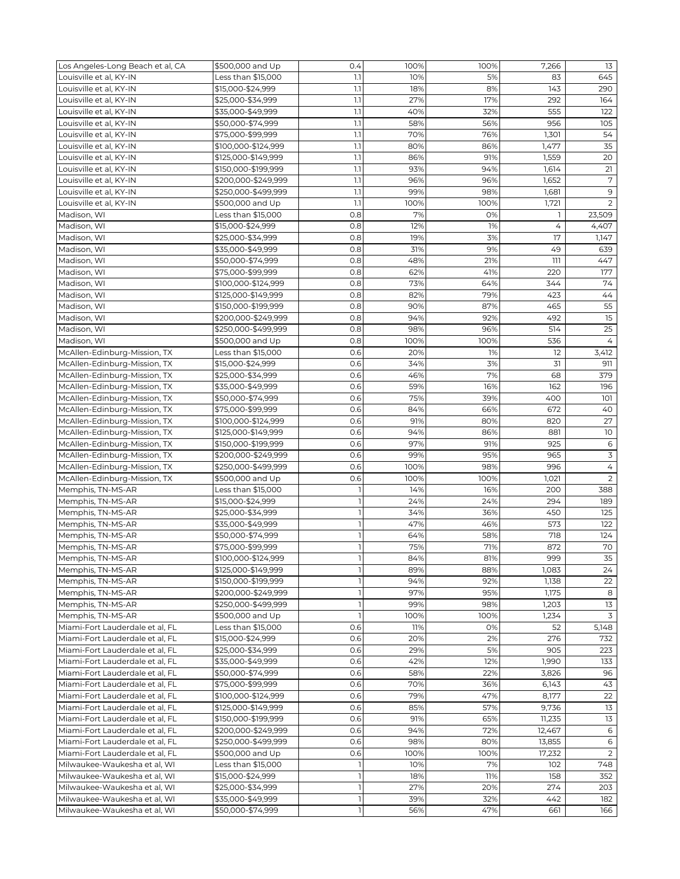| Los Angeles-Long Beach et al, CA | $500,000 and Up | 0.4 | 100% | 100% | 7,266 | 13 |
|---|---|---|---|---|---|---|
| Louisville et al, KY-IN | Less than $15,000 | 1.1 | 10% | 5% | 83 | 645 |
| Louisville et al, KY-IN | $15,000-$24,999 | 1.1 | 18% | 8% | 143 | 290 |
| Louisville et al, KY-IN | $25,000-$34,999 | 1.1 | 27% | 17% | 292 | 164 |
| Louisville et al, KY-IN | $35,000-$49,999 | 1.1 | 40% | 32% | 555 | 122 |
| Louisville et al, KY-IN | $50,000-$74,999 | 1.1 | 58% | 56% | 956 | 105 |
| Louisville et al, KY-IN | $75,000-$99,999 | 1.1 | 70% | 76% | 1,301 | 54 |
| Louisville et al, KY-IN | $100,000-$124,999 | 1.1 | 80% | 86% | 1,477 | 35 |
| Louisville et al, KY-IN | $125,000-$149,999 | 1.1 | 86% | 91% | 1,559 | 20 |
| Louisville et al, KY-IN | $150,000-$199,999 | 1.1 | 93% | 94% | 1,614 | 21 |
| Louisville et al, KY-IN | $200,000-$249,999 | 1.1 | 96% | 96% | 1,652 | 7 |
| Louisville et al, KY-IN | $250,000-$499,999 | 1.1 | 99% | 98% | 1,681 | 9 |
| Louisville et al, KY-IN | $500,000 and Up | 1.1 | 100% | 100% | 1,721 | 2 |
| Madison, WI | Less than $15,000 | 0.8 | 7% | 0% | 1 | 23,509 |
| Madison, WI | $15,000-$24,999 | 0.8 | 12% | 1% | 4 | 4,407 |
| Madison, WI | $25,000-$34,999 | 0.8 | 19% | 3% | 17 | 1,147 |
| Madison, WI | $35,000-$49,999 | 0.8 | 31% | 9% | 49 | 639 |
| Madison, WI | $50,000-$74,999 | 0.8 | 48% | 21% | 111 | 447 |
| Madison, WI | $75,000-$99,999 | 0.8 | 62% | 41% | 220 | 177 |
| Madison, WI | $100,000-$124,999 | 0.8 | 73% | 64% | 344 | 74 |
| Madison, WI | $125,000-$149,999 | 0.8 | 82% | 79% | 423 | 44 |
| Madison, WI | $150,000-$199,999 | 0.8 | 90% | 87% | 465 | 55 |
| Madison, WI | $200,000-$249,999 | 0.8 | 94% | 92% | 492 | 15 |
| Madison, WI | $250,000-$499,999 | 0.8 | 98% | 96% | 514 | 25 |
| Madison, WI | $500,000 and Up | 0.8 | 100% | 100% | 536 | 4 |
| McAllen-Edinburg-Mission, TX | Less than $15,000 | 0.6 | 20% | 1% | 12 | 3,412 |
| McAllen-Edinburg-Mission, TX | $15,000-$24,999 | 0.6 | 34% | 3% | 31 | 911 |
| McAllen-Edinburg-Mission, TX | $25,000-$34,999 | 0.6 | 46% | 7% | 68 | 379 |
| McAllen-Edinburg-Mission, TX | $35,000-$49,999 | 0.6 | 59% | 16% | 162 | 196 |
| McAllen-Edinburg-Mission, TX | $50,000-$74,999 | 0.6 | 75% | 39% | 400 | 101 |
| McAllen-Edinburg-Mission, TX | $75,000-$99,999 | 0.6 | 84% | 66% | 672 | 40 |
| McAllen-Edinburg-Mission, TX | $100,000-$124,999 | 0.6 | 91% | 80% | 820 | 27 |
| McAllen-Edinburg-Mission, TX | $125,000-$149,999 | 0.6 | 94% | 86% | 881 | 10 |
| McAllen-Edinburg-Mission, TX | $150,000-$199,999 | 0.6 | 97% | 91% | 925 | 6 |
| McAllen-Edinburg-Mission, TX | $200,000-$249,999 | 0.6 | 99% | 95% | 965 | 3 |
| McAllen-Edinburg-Mission, TX | $250,000-$499,999 | 0.6 | 100% | 98% | 996 | 4 |
| McAllen-Edinburg-Mission, TX | $500,000 and Up | 0.6 | 100% | 100% | 1,021 | 2 |
| Memphis, TN-MS-AR | Less than $15,000 | 1 | 14% | 16% | 200 | 388 |
| Memphis, TN-MS-AR | $15,000-$24,999 | 1 | 24% | 24% | 294 | 189 |
| Memphis, TN-MS-AR | $25,000-$34,999 | 1 | 34% | 36% | 450 | 125 |
| Memphis, TN-MS-AR | $35,000-$49,999 | 1 | 47% | 46% | 573 | 122 |
| Memphis, TN-MS-AR | $50,000-$74,999 | 1 | 64% | 58% | 718 | 124 |
| Memphis, TN-MS-AR | $75,000-$99,999 | 1 | 75% | 71% | 872 | 70 |
| Memphis, TN-MS-AR | $100,000-$124,999 | 1 | 84% | 81% | 999 | 35 |
| Memphis, TN-MS-AR | $125,000-$149,999 | 1 | 89% | 88% | 1,083 | 24 |
| Memphis, TN-MS-AR | $150,000-$199,999 | 1 | 94% | 92% | 1,138 | 22 |
| Memphis, TN-MS-AR | $200,000-$249,999 | 1 | 97% | 95% | 1,175 | 8 |
| Memphis, TN-MS-AR | $250,000-$499,999 | 1 | 99% | 98% | 1,203 | 13 |
| Memphis, TN-MS-AR | $500,000 and Up | 1 | 100% | 100% | 1,234 | 3 |
| Miami-Fort Lauderdale et al, FL | Less than $15,000 | 0.6 | 11% | 0% | 52 | 5,148 |
| Miami-Fort Lauderdale et al, FL | $15,000-$24,999 | 0.6 | 20% | 2% | 276 | 732 |
| Miami-Fort Lauderdale et al, FL | $25,000-$34,999 | 0.6 | 29% | 5% | 905 | 223 |
| Miami-Fort Lauderdale et al, FL | $35,000-$49,999 | 0.6 | 42% | 12% | 1,990 | 133 |
| Miami-Fort Lauderdale et al, FL | $50,000-$74,999 | 0.6 | 58% | 22% | 3,826 | 96 |
| Miami-Fort Lauderdale et al, FL | $75,000-$99,999 | 0.6 | 70% | 36% | 6,143 | 43 |
| Miami-Fort Lauderdale et al, FL | $100,000-$124,999 | 0.6 | 79% | 47% | 8,177 | 22 |
| Miami-Fort Lauderdale et al, FL | $125,000-$149,999 | 0.6 | 85% | 57% | 9,736 | 13 |
| Miami-Fort Lauderdale et al, FL | $150,000-$199,999 | 0.6 | 91% | 65% | 11,235 | 13 |
| Miami-Fort Lauderdale et al, FL | $200,000-$249,999 | 0.6 | 94% | 72% | 12,467 | 6 |
| Miami-Fort Lauderdale et al, FL | $250,000-$499,999 | 0.6 | 98% | 80% | 13,855 | 6 |
| Miami-Fort Lauderdale et al, FL | $500,000 and Up | 0.6 | 100% | 100% | 17,232 | 2 |
| Milwaukee-Waukesha et al, WI | Less than $15,000 | 1 | 10% | 7% | 102 | 748 |
| Milwaukee-Waukesha et al, WI | $15,000-$24,999 | 1 | 18% | 11% | 158 | 352 |
| Milwaukee-Waukesha et al, WI | $25,000-$34,999 | 1 | 27% | 20% | 274 | 203 |
| Milwaukee-Waukesha et al, WI | $35,000-$49,999 | 1 | 39% | 32% | 442 | 182 |
| Milwaukee-Waukesha et al, WI | $50,000-$74,999 | 1 | 56% | 47% | 661 | 166 |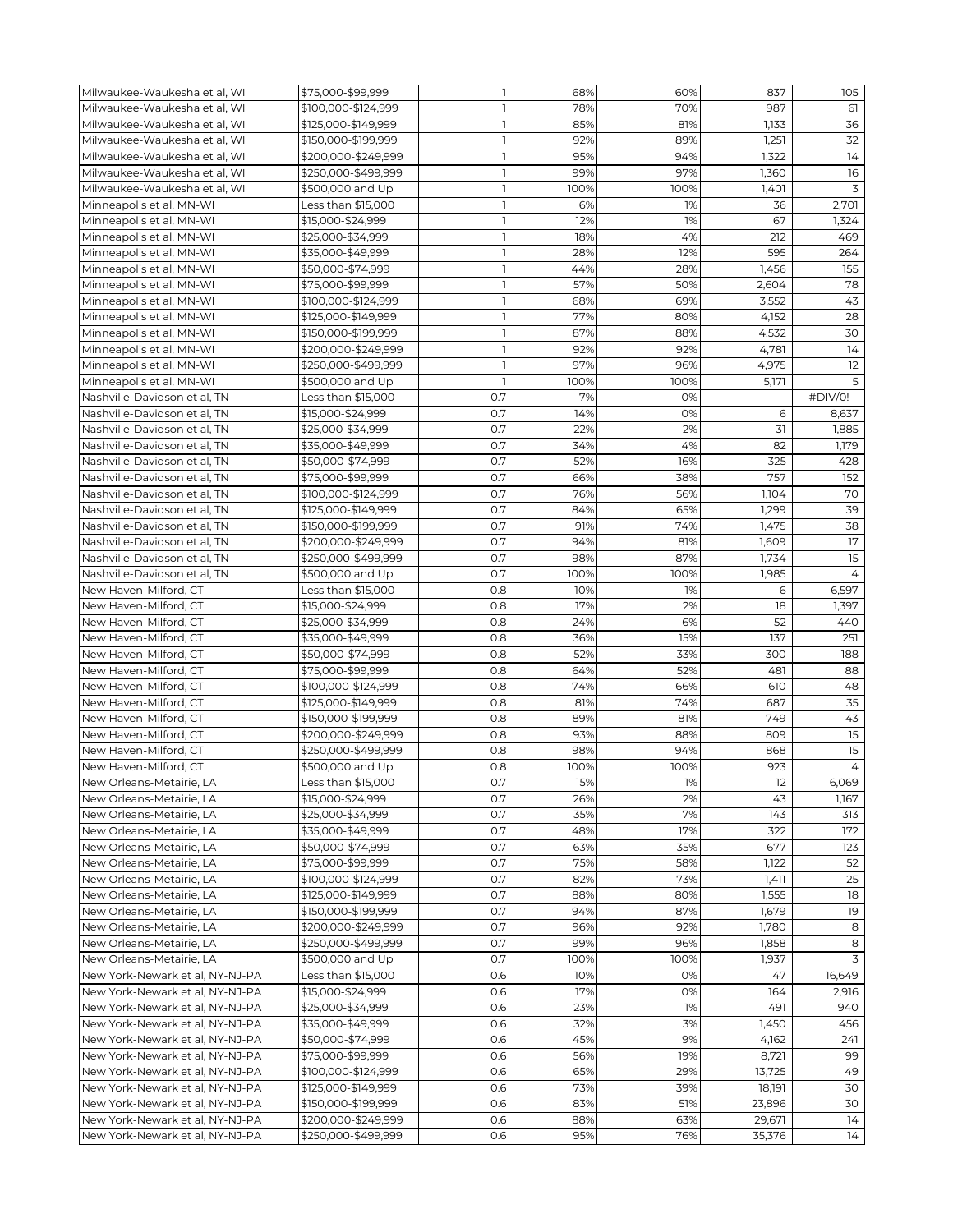| | | | | | | |
|---|---|---|---|---|---|---|
| Milwaukee-Waukesha et al, WI | $75,000-$99,999 | 1 | 68% | 60% | 837 | 105 |
| Milwaukee-Waukesha et al, WI | $100,000-$124,999 | 1 | 78% | 70% | 987 | 61 |
| Milwaukee-Waukesha et al, WI | $125,000-$149,999 | 1 | 85% | 81% | 1,133 | 36 |
| Milwaukee-Waukesha et al, WI | $150,000-$199,999 | 1 | 92% | 89% | 1,251 | 32 |
| Milwaukee-Waukesha et al, WI | $200,000-$249,999 | 1 | 95% | 94% | 1,322 | 14 |
| Milwaukee-Waukesha et al, WI | $250,000-$499,999 | 1 | 99% | 97% | 1,360 | 16 |
| Milwaukee-Waukesha et al, WI | $500,000 and Up | 1 | 100% | 100% | 1,401 | 3 |
| Minneapolis et al, MN-WI | Less than $15,000 | 1 | 6% | 1% | 36 | 2,701 |
| Minneapolis et al, MN-WI | $15,000-$24,999 | 1 | 12% | 1% | 67 | 1,324 |
| Minneapolis et al, MN-WI | $25,000-$34,999 | 1 | 18% | 4% | 212 | 469 |
| Minneapolis et al, MN-WI | $35,000-$49,999 | 1 | 28% | 12% | 595 | 264 |
| Minneapolis et al, MN-WI | $50,000-$74,999 | 1 | 44% | 28% | 1,456 | 155 |
| Minneapolis et al, MN-WI | $75,000-$99,999 | 1 | 57% | 50% | 2,604 | 78 |
| Minneapolis et al, MN-WI | $100,000-$124,999 | 1 | 68% | 69% | 3,552 | 43 |
| Minneapolis et al, MN-WI | $125,000-$149,999 | 1 | 77% | 80% | 4,152 | 28 |
| Minneapolis et al, MN-WI | $150,000-$199,999 | 1 | 87% | 88% | 4,532 | 30 |
| Minneapolis et al, MN-WI | $200,000-$249,999 | 1 | 92% | 92% | 4,781 | 14 |
| Minneapolis et al, MN-WI | $250,000-$499,999 | 1 | 97% | 96% | 4,975 | 12 |
| Minneapolis et al, MN-WI | $500,000 and Up | 1 | 100% | 100% | 5,171 | 5 |
| Nashville-Davidson et al, TN | Less than $15,000 | 0.7 | 7% | 0% | - | #DIV/0! |
| Nashville-Davidson et al, TN | $15,000-$24,999 | 0.7 | 14% | 0% | 6 | 8,637 |
| Nashville-Davidson et al, TN | $25,000-$34,999 | 0.7 | 22% | 2% | 31 | 1,885 |
| Nashville-Davidson et al, TN | $35,000-$49,999 | 0.7 | 34% | 4% | 82 | 1,179 |
| Nashville-Davidson et al, TN | $50,000-$74,999 | 0.7 | 52% | 16% | 325 | 428 |
| Nashville-Davidson et al, TN | $75,000-$99,999 | 0.7 | 66% | 38% | 757 | 152 |
| Nashville-Davidson et al, TN | $100,000-$124,999 | 0.7 | 76% | 56% | 1,104 | 70 |
| Nashville-Davidson et al, TN | $125,000-$149,999 | 0.7 | 84% | 65% | 1,299 | 39 |
| Nashville-Davidson et al, TN | $150,000-$199,999 | 0.7 | 91% | 74% | 1,475 | 38 |
| Nashville-Davidson et al, TN | $200,000-$249,999 | 0.7 | 94% | 81% | 1,609 | 17 |
| Nashville-Davidson et al, TN | $250,000-$499,999 | 0.7 | 98% | 87% | 1,734 | 15 |
| Nashville-Davidson et al, TN | $500,000 and Up | 0.7 | 100% | 100% | 1,985 | 4 |
| New Haven-Milford, CT | Less than $15,000 | 0.8 | 10% | 1% | 6 | 6,597 |
| New Haven-Milford, CT | $15,000-$24,999 | 0.8 | 17% | 2% | 18 | 1,397 |
| New Haven-Milford, CT | $25,000-$34,999 | 0.8 | 24% | 6% | 52 | 440 |
| New Haven-Milford, CT | $35,000-$49,999 | 0.8 | 36% | 15% | 137 | 251 |
| New Haven-Milford, CT | $50,000-$74,999 | 0.8 | 52% | 33% | 300 | 188 |
| New Haven-Milford, CT | $75,000-$99,999 | 0.8 | 64% | 52% | 481 | 88 |
| New Haven-Milford, CT | $100,000-$124,999 | 0.8 | 74% | 66% | 610 | 48 |
| New Haven-Milford, CT | $125,000-$149,999 | 0.8 | 81% | 74% | 687 | 35 |
| New Haven-Milford, CT | $150,000-$199,999 | 0.8 | 89% | 81% | 749 | 43 |
| New Haven-Milford, CT | $200,000-$249,999 | 0.8 | 93% | 88% | 809 | 15 |
| New Haven-Milford, CT | $250,000-$499,999 | 0.8 | 98% | 94% | 868 | 15 |
| New Haven-Milford, CT | $500,000 and Up | 0.8 | 100% | 100% | 923 | 4 |
| New Orleans-Metairie, LA | Less than $15,000 | 0.7 | 15% | 1% | 12 | 6,069 |
| New Orleans-Metairie, LA | $15,000-$24,999 | 0.7 | 26% | 2% | 43 | 1,167 |
| New Orleans-Metairie, LA | $25,000-$34,999 | 0.7 | 35% | 7% | 143 | 313 |
| New Orleans-Metairie, LA | $35,000-$49,999 | 0.7 | 48% | 17% | 322 | 172 |
| New Orleans-Metairie, LA | $50,000-$74,999 | 0.7 | 63% | 35% | 677 | 123 |
| New Orleans-Metairie, LA | $75,000-$99,999 | 0.7 | 75% | 58% | 1,122 | 52 |
| New Orleans-Metairie, LA | $100,000-$124,999 | 0.7 | 82% | 73% | 1,411 | 25 |
| New Orleans-Metairie, LA | $125,000-$149,999 | 0.7 | 88% | 80% | 1,555 | 18 |
| New Orleans-Metairie, LA | $150,000-$199,999 | 0.7 | 94% | 87% | 1,679 | 19 |
| New Orleans-Metairie, LA | $200,000-$249,999 | 0.7 | 96% | 92% | 1,780 | 8 |
| New Orleans-Metairie, LA | $250,000-$499,999 | 0.7 | 99% | 96% | 1,858 | 8 |
| New Orleans-Metairie, LA | $500,000 and Up | 0.7 | 100% | 100% | 1,937 | 3 |
| New York-Newark et al, NY-NJ-PA | Less than $15,000 | 0.6 | 10% | 0% | 47 | 16,649 |
| New York-Newark et al, NY-NJ-PA | $15,000-$24,999 | 0.6 | 17% | 0% | 164 | 2,916 |
| New York-Newark et al, NY-NJ-PA | $25,000-$34,999 | 0.6 | 23% | 1% | 491 | 940 |
| New York-Newark et al, NY-NJ-PA | $35,000-$49,999 | 0.6 | 32% | 3% | 1,450 | 456 |
| New York-Newark et al, NY-NJ-PA | $50,000-$74,999 | 0.6 | 45% | 9% | 4,162 | 241 |
| New York-Newark et al, NY-NJ-PA | $75,000-$99,999 | 0.6 | 56% | 19% | 8,721 | 99 |
| New York-Newark et al, NY-NJ-PA | $100,000-$124,999 | 0.6 | 65% | 29% | 13,725 | 49 |
| New York-Newark et al, NY-NJ-PA | $125,000-$149,999 | 0.6 | 73% | 39% | 18,191 | 30 |
| New York-Newark et al, NY-NJ-PA | $150,000-$199,999 | 0.6 | 83% | 51% | 23,896 | 30 |
| New York-Newark et al, NY-NJ-PA | $200,000-$249,999 | 0.6 | 88% | 63% | 29,671 | 14 |
| New York-Newark et al, NY-NJ-PA | $250,000-$499,999 | 0.6 | 95% | 76% | 35,376 | 14 |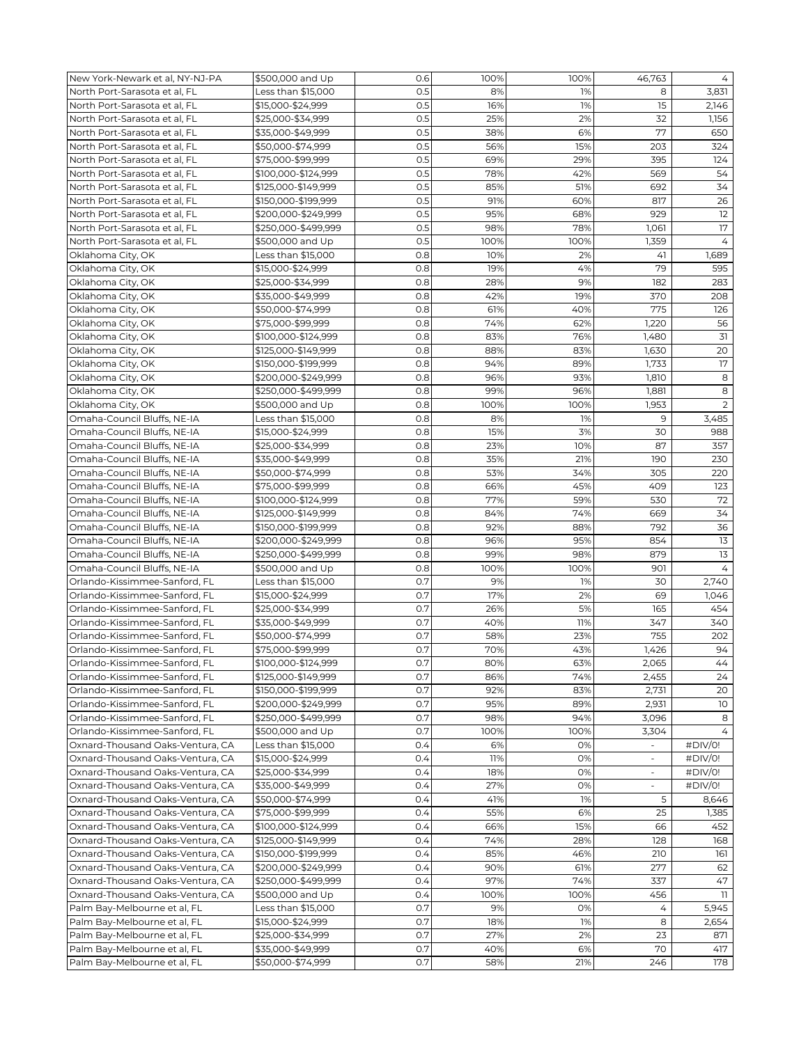| | | | | | | |
|---|---|---|---|---|---|---|
| New York-Newark et al, NY-NJ-PA | $500,000 and Up | 0.6 | 100% | 100% | 46,763 | 4 |
| North Port-Sarasota et al, FL | Less than $15,000 | 0.5 | 8% | 1% | 8 | 3,831 |
| North Port-Sarasota et al, FL | $15,000-$24,999 | 0.5 | 16% | 1% | 15 | 2,146 |
| North Port-Sarasota et al, FL | $25,000-$34,999 | 0.5 | 25% | 2% | 32 | 1,156 |
| North Port-Sarasota et al, FL | $35,000-$49,999 | 0.5 | 38% | 6% | 77 | 650 |
| North Port-Sarasota et al, FL | $50,000-$74,999 | 0.5 | 56% | 15% | 203 | 324 |
| North Port-Sarasota et al, FL | $75,000-$99,999 | 0.5 | 69% | 29% | 395 | 124 |
| North Port-Sarasota et al, FL | $100,000-$124,999 | 0.5 | 78% | 42% | 569 | 54 |
| North Port-Sarasota et al, FL | $125,000-$149,999 | 0.5 | 85% | 51% | 692 | 34 |
| North Port-Sarasota et al, FL | $150,000-$199,999 | 0.5 | 91% | 60% | 817 | 26 |
| North Port-Sarasota et al, FL | $200,000-$249,999 | 0.5 | 95% | 68% | 929 | 12 |
| North Port-Sarasota et al, FL | $250,000-$499,999 | 0.5 | 98% | 78% | 1,061 | 17 |
| North Port-Sarasota et al, FL | $500,000 and Up | 0.5 | 100% | 100% | 1,359 | 4 |
| Oklahoma City, OK | Less than $15,000 | 0.8 | 10% | 2% | 41 | 1,689 |
| Oklahoma City, OK | $15,000-$24,999 | 0.8 | 19% | 4% | 79 | 595 |
| Oklahoma City, OK | $25,000-$34,999 | 0.8 | 28% | 9% | 182 | 283 |
| Oklahoma City, OK | $35,000-$49,999 | 0.8 | 42% | 19% | 370 | 208 |
| Oklahoma City, OK | $50,000-$74,999 | 0.8 | 61% | 40% | 775 | 126 |
| Oklahoma City, OK | $75,000-$99,999 | 0.8 | 74% | 62% | 1,220 | 56 |
| Oklahoma City, OK | $100,000-$124,999 | 0.8 | 83% | 76% | 1,480 | 31 |
| Oklahoma City, OK | $125,000-$149,999 | 0.8 | 88% | 83% | 1,630 | 20 |
| Oklahoma City, OK | $150,000-$199,999 | 0.8 | 94% | 89% | 1,733 | 17 |
| Oklahoma City, OK | $200,000-$249,999 | 0.8 | 96% | 93% | 1,810 | 8 |
| Oklahoma City, OK | $250,000-$499,999 | 0.8 | 99% | 96% | 1,881 | 8 |
| Oklahoma City, OK | $500,000 and Up | 0.8 | 100% | 100% | 1,953 | 2 |
| Omaha-Council Bluffs, NE-IA | Less than $15,000 | 0.8 | 8% | 1% | 9 | 3,485 |
| Omaha-Council Bluffs, NE-IA | $15,000-$24,999 | 0.8 | 15% | 3% | 30 | 988 |
| Omaha-Council Bluffs, NE-IA | $25,000-$34,999 | 0.8 | 23% | 10% | 87 | 357 |
| Omaha-Council Bluffs, NE-IA | $35,000-$49,999 | 0.8 | 35% | 21% | 190 | 230 |
| Omaha-Council Bluffs, NE-IA | $50,000-$74,999 | 0.8 | 53% | 34% | 305 | 220 |
| Omaha-Council Bluffs, NE-IA | $75,000-$99,999 | 0.8 | 66% | 45% | 409 | 123 |
| Omaha-Council Bluffs, NE-IA | $100,000-$124,999 | 0.8 | 77% | 59% | 530 | 72 |
| Omaha-Council Bluffs, NE-IA | $125,000-$149,999 | 0.8 | 84% | 74% | 669 | 34 |
| Omaha-Council Bluffs, NE-IA | $150,000-$199,999 | 0.8 | 92% | 88% | 792 | 36 |
| Omaha-Council Bluffs, NE-IA | $200,000-$249,999 | 0.8 | 96% | 95% | 854 | 13 |
| Omaha-Council Bluffs, NE-IA | $250,000-$499,999 | 0.8 | 99% | 98% | 879 | 13 |
| Omaha-Council Bluffs, NE-IA | $500,000 and Up | 0.8 | 100% | 100% | 901 | 4 |
| Orlando-Kissimmee-Sanford, FL | Less than $15,000 | 0.7 | 9% | 1% | 30 | 2,740 |
| Orlando-Kissimmee-Sanford, FL | $15,000-$24,999 | 0.7 | 17% | 2% | 69 | 1,046 |
| Orlando-Kissimmee-Sanford, FL | $25,000-$34,999 | 0.7 | 26% | 5% | 165 | 454 |
| Orlando-Kissimmee-Sanford, FL | $35,000-$49,999 | 0.7 | 40% | 11% | 347 | 340 |
| Orlando-Kissimmee-Sanford, FL | $50,000-$74,999 | 0.7 | 58% | 23% | 755 | 202 |
| Orlando-Kissimmee-Sanford, FL | $75,000-$99,999 | 0.7 | 70% | 43% | 1,426 | 94 |
| Orlando-Kissimmee-Sanford, FL | $100,000-$124,999 | 0.7 | 80% | 63% | 2,065 | 44 |
| Orlando-Kissimmee-Sanford, FL | $125,000-$149,999 | 0.7 | 86% | 74% | 2,455 | 24 |
| Orlando-Kissimmee-Sanford, FL | $150,000-$199,999 | 0.7 | 92% | 83% | 2,731 | 20 |
| Orlando-Kissimmee-Sanford, FL | $200,000-$249,999 | 0.7 | 95% | 89% | 2,931 | 10 |
| Orlando-Kissimmee-Sanford, FL | $250,000-$499,999 | 0.7 | 98% | 94% | 3,096 | 8 |
| Orlando-Kissimmee-Sanford, FL | $500,000 and Up | 0.7 | 100% | 100% | 3,304 | 4 |
| Oxnard-Thousand Oaks-Ventura, CA | Less than $15,000 | 0.4 | 6% | 0% | - | #DIV/0! |
| Oxnard-Thousand Oaks-Ventura, CA | $15,000-$24,999 | 0.4 | 11% | 0% | - | #DIV/0! |
| Oxnard-Thousand Oaks-Ventura, CA | $25,000-$34,999 | 0.4 | 18% | 0% | - | #DIV/0! |
| Oxnard-Thousand Oaks-Ventura, CA | $35,000-$49,999 | 0.4 | 27% | 0% | - | #DIV/0! |
| Oxnard-Thousand Oaks-Ventura, CA | $50,000-$74,999 | 0.4 | 41% | 1% | 5 | 8,646 |
| Oxnard-Thousand Oaks-Ventura, CA | $75,000-$99,999 | 0.4 | 55% | 6% | 25 | 1,385 |
| Oxnard-Thousand Oaks-Ventura, CA | $100,000-$124,999 | 0.4 | 66% | 15% | 66 | 452 |
| Oxnard-Thousand Oaks-Ventura, CA | $125,000-$149,999 | 0.4 | 74% | 28% | 128 | 168 |
| Oxnard-Thousand Oaks-Ventura, CA | $150,000-$199,999 | 0.4 | 85% | 46% | 210 | 161 |
| Oxnard-Thousand Oaks-Ventura, CA | $200,000-$249,999 | 0.4 | 90% | 61% | 277 | 62 |
| Oxnard-Thousand Oaks-Ventura, CA | $250,000-$499,999 | 0.4 | 97% | 74% | 337 | 47 |
| Oxnard-Thousand Oaks-Ventura, CA | $500,000 and Up | 0.4 | 100% | 100% | 456 | 11 |
| Palm Bay-Melbourne et al, FL | Less than $15,000 | 0.7 | 9% | 0% | 4 | 5,945 |
| Palm Bay-Melbourne et al, FL | $15,000-$24,999 | 0.7 | 18% | 1% | 8 | 2,654 |
| Palm Bay-Melbourne et al, FL | $25,000-$34,999 | 0.7 | 27% | 2% | 23 | 871 |
| Palm Bay-Melbourne et al, FL | $35,000-$49,999 | 0.7 | 40% | 6% | 70 | 417 |
| Palm Bay-Melbourne et al, FL | $50,000-$74,999 | 0.7 | 58% | 21% | 246 | 178 |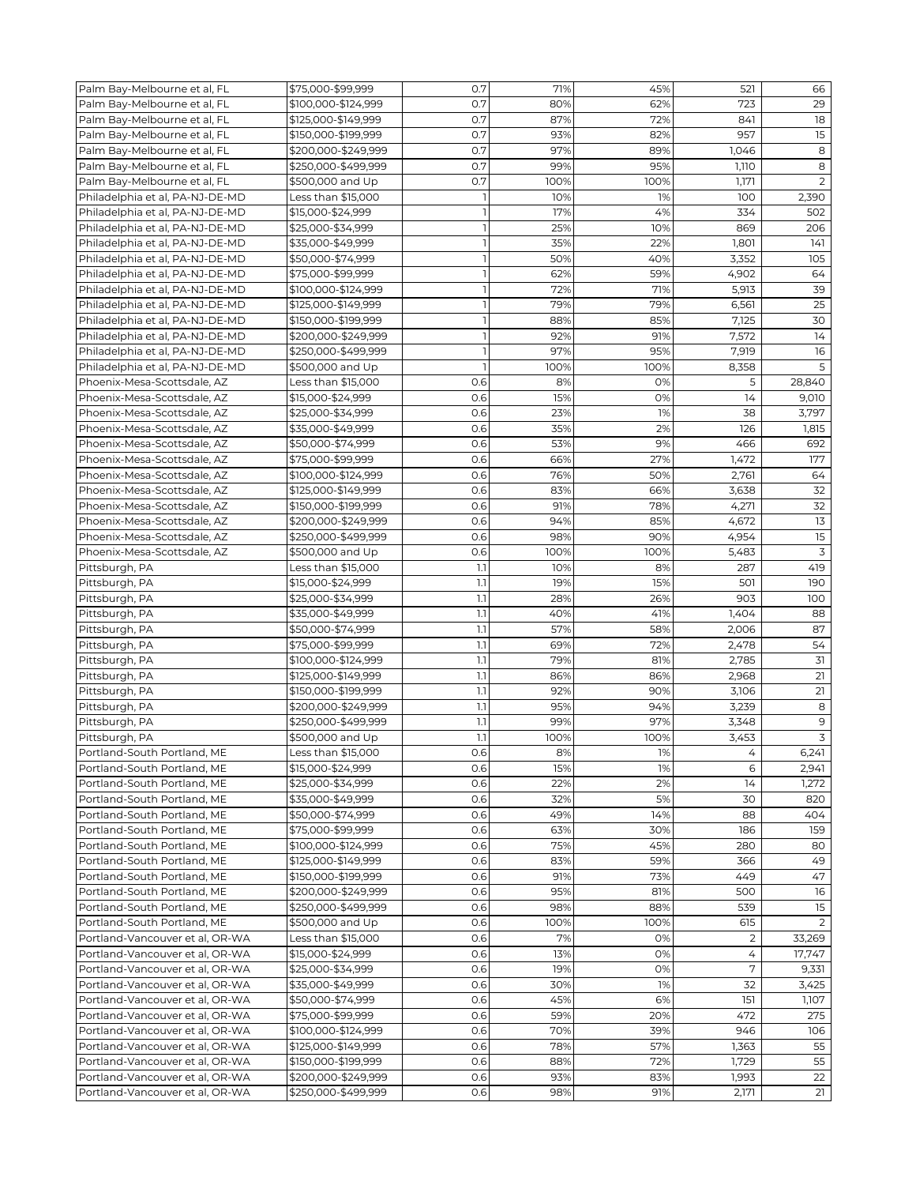| Palm Bay-Melbourne et al, FL | \$75,000-\$99,999 | 0.7 | 71% | 45% | 521 | 66 |
|---|---|---|---|---|---|---|
| Palm Bay-Melbourne et al, FL | \$100,000-\$124,999 | 0.7 | 80% | 62% | 723 | 29 |
| Palm Bay-Melbourne et al, FL | \$125,000-\$149,999 | 0.7 | 87% | 72% | 841 | 18 |
| Palm Bay-Melbourne et al, FL | \$150,000-\$199,999 | 0.7 | 93% | 82% | 957 | 15 |
| Palm Bay-Melbourne et al, FL | \$200,000-\$249,999 | 0.7 | 97% | 89% | 1,046 | 8 |
| Palm Bay-Melbourne et al, FL | \$250,000-\$499,999 | 0.7 | 99% | 95% | 1,110 | 8 |
| Palm Bay-Melbourne et al, FL | \$500,000 and Up | 0.7 | 100% | 100% | 1,171 | 2 |
| Philadelphia et al, PA-NJ-DE-MD | Less than \$15,000 | 1 | 10% | 1% | 100 | 2,390 |
| Philadelphia et al, PA-NJ-DE-MD | \$15,000-\$24,999 | 1 | 17% | 4% | 334 | 502 |
| Philadelphia et al, PA-NJ-DE-MD | \$25,000-\$34,999 | 1 | 25% | 10% | 869 | 206 |
| Philadelphia et al, PA-NJ-DE-MD | \$35,000-\$49,999 | 1 | 35% | 22% | 1,801 | 141 |
| Philadelphia et al, PA-NJ-DE-MD | \$50,000-\$74,999 | 1 | 50% | 40% | 3,352 | 105 |
| Philadelphia et al, PA-NJ-DE-MD | \$75,000-\$99,999 | 1 | 62% | 59% | 4,902 | 64 |
| Philadelphia et al, PA-NJ-DE-MD | \$100,000-\$124,999 | 1 | 72% | 71% | 5,913 | 39 |
| Philadelphia et al, PA-NJ-DE-MD | \$125,000-\$149,999 | 1 | 79% | 79% | 6,561 | 25 |
| Philadelphia et al, PA-NJ-DE-MD | \$150,000-\$199,999 | 1 | 88% | 85% | 7,125 | 30 |
| Philadelphia et al, PA-NJ-DE-MD | \$200,000-\$249,999 | 1 | 92% | 91% | 7,572 | 14 |
| Philadelphia et al, PA-NJ-DE-MD | \$250,000-\$499,999 | 1 | 97% | 95% | 7,919 | 16 |
| Philadelphia et al, PA-NJ-DE-MD | \$500,000 and Up | 1 | 100% | 100% | 8,358 | 5 |
| Phoenix-Mesa-Scottsdale, AZ | Less than \$15,000 | 0.6 | 8% | 0% | 5 | 28,840 |
| Phoenix-Mesa-Scottsdale, AZ | \$15,000-\$24,999 | 0.6 | 15% | 0% | 14 | 9,010 |
| Phoenix-Mesa-Scottsdale, AZ | \$25,000-\$34,999 | 0.6 | 23% | 1% | 38 | 3,797 |
| Phoenix-Mesa-Scottsdale, AZ | \$35,000-\$49,999 | 0.6 | 35% | 2% | 126 | 1,815 |
| Phoenix-Mesa-Scottsdale, AZ | \$50,000-\$74,999 | 0.6 | 53% | 9% | 466 | 692 |
| Phoenix-Mesa-Scottsdale, AZ | \$75,000-\$99,999 | 0.6 | 66% | 27% | 1,472 | 177 |
| Phoenix-Mesa-Scottsdale, AZ | \$100,000-\$124,999 | 0.6 | 76% | 50% | 2,761 | 64 |
| Phoenix-Mesa-Scottsdale, AZ | \$125,000-\$149,999 | 0.6 | 83% | 66% | 3,638 | 32 |
| Phoenix-Mesa-Scottsdale, AZ | \$150,000-\$199,999 | 0.6 | 91% | 78% | 4,271 | 32 |
| Phoenix-Mesa-Scottsdale, AZ | \$200,000-\$249,999 | 0.6 | 94% | 85% | 4,672 | 13 |
| Phoenix-Mesa-Scottsdale, AZ | \$250,000-\$499,999 | 0.6 | 98% | 90% | 4,954 | 15 |
| Phoenix-Mesa-Scottsdale, AZ | \$500,000 and Up | 0.6 | 100% | 100% | 5,483 | 3 |
| Pittsburgh, PA | Less than \$15,000 | 1.1 | 10% | 8% | 287 | 419 |
| Pittsburgh, PA | \$15,000-\$24,999 | 1.1 | 19% | 15% | 501 | 190 |
| Pittsburgh, PA | \$25,000-\$34,999 | 1.1 | 28% | 26% | 903 | 100 |
| Pittsburgh, PA | \$35,000-\$49,999 | 1.1 | 40% | 41% | 1,404 | 88 |
| Pittsburgh, PA | \$50,000-\$74,999 | 1.1 | 57% | 58% | 2,006 | 87 |
| Pittsburgh, PA | \$75,000-\$99,999 | 1.1 | 69% | 72% | 2,478 | 54 |
| Pittsburgh, PA | \$100,000-\$124,999 | 1.1 | 79% | 81% | 2,785 | 31 |
| Pittsburgh, PA | \$125,000-\$149,999 | 1.1 | 86% | 86% | 2,968 | 21 |
| Pittsburgh, PA | \$150,000-\$199,999 | 1.1 | 92% | 90% | 3,106 | 21 |
| Pittsburgh, PA | \$200,000-\$249,999 | 1.1 | 95% | 94% | 3,239 | 8 |
| Pittsburgh, PA | \$250,000-\$499,999 | 1.1 | 99% | 97% | 3,348 | 9 |
| Pittsburgh, PA | \$500,000 and Up | 1.1 | 100% | 100% | 3,453 | 3 |
| Portland-South Portland, ME | Less than \$15,000 | 0.6 | 8% | 1% | 4 | 6,241 |
| Portland-South Portland, ME | \$15,000-\$24,999 | 0.6 | 15% | 1% | 6 | 2,941 |
| Portland-South Portland, ME | \$25,000-\$34,999 | 0.6 | 22% | 2% | 14 | 1,272 |
| Portland-South Portland, ME | \$35,000-\$49,999 | 0.6 | 32% | 5% | 30 | 820 |
| Portland-South Portland, ME | \$50,000-\$74,999 | 0.6 | 49% | 14% | 88 | 404 |
| Portland-South Portland, ME | \$75,000-\$99,999 | 0.6 | 63% | 30% | 186 | 159 |
| Portland-South Portland, ME | \$100,000-\$124,999 | 0.6 | 75% | 45% | 280 | 80 |
| Portland-South Portland, ME | \$125,000-\$149,999 | 0.6 | 83% | 59% | 366 | 49 |
| Portland-South Portland, ME | \$150,000-\$199,999 | 0.6 | 91% | 73% | 449 | 47 |
| Portland-South Portland, ME | \$200,000-\$249,999 | 0.6 | 95% | 81% | 500 | 16 |
| Portland-South Portland, ME | \$250,000-\$499,999 | 0.6 | 98% | 88% | 539 | 15 |
| Portland-South Portland, ME | \$500,000 and Up | 0.6 | 100% | 100% | 615 | 2 |
| Portland-Vancouver et al, OR-WA | Less than \$15,000 | 0.6 | 7% | 0% | 2 | 33,269 |
| Portland-Vancouver et al, OR-WA | \$15,000-\$24,999 | 0.6 | 13% | 0% | 4 | 17,747 |
| Portland-Vancouver et al, OR-WA | \$25,000-\$34,999 | 0.6 | 19% | 0% | 7 | 9,331 |
| Portland-Vancouver et al, OR-WA | \$35,000-\$49,999 | 0.6 | 30% | 1% | 32 | 3,425 |
| Portland-Vancouver et al, OR-WA | \$50,000-\$74,999 | 0.6 | 45% | 6% | 151 | 1,107 |
| Portland-Vancouver et al, OR-WA | \$75,000-\$99,999 | 0.6 | 59% | 20% | 472 | 275 |
| Portland-Vancouver et al, OR-WA | \$100,000-\$124,999 | 0.6 | 70% | 39% | 946 | 106 |
| Portland-Vancouver et al, OR-WA | \$125,000-\$149,999 | 0.6 | 78% | 57% | 1,363 | 55 |
| Portland-Vancouver et al, OR-WA | \$150,000-\$199,999 | 0.6 | 88% | 72% | 1,729 | 55 |
| Portland-Vancouver et al, OR-WA | \$200,000-\$249,999 | 0.6 | 93% | 83% | 1,993 | 22 |
| Portland-Vancouver et al, OR-WA | \$250,000-\$499,999 | 0.6 | 98% | 91% | 2,171 | 21 |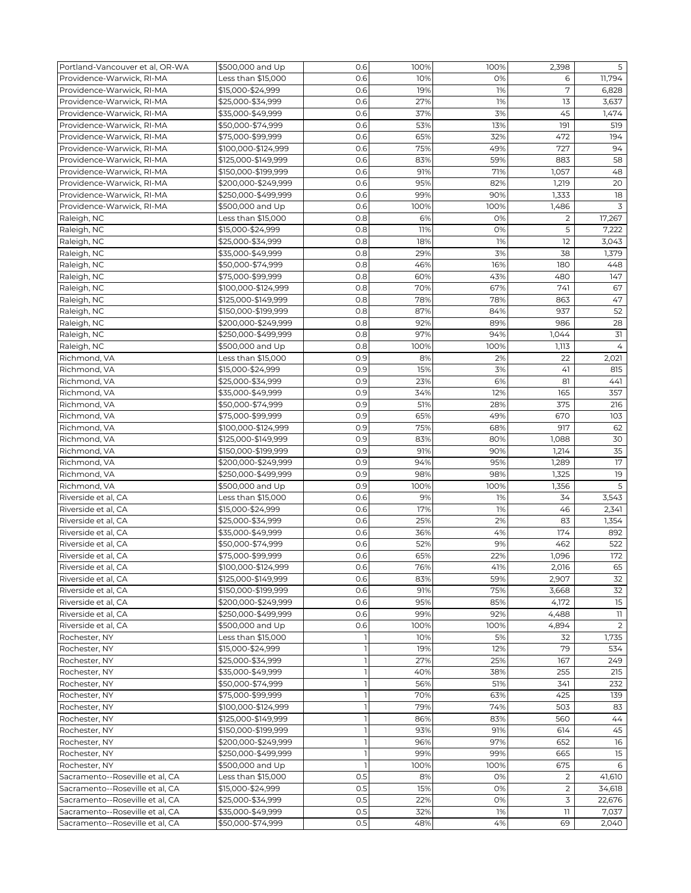| | | | | | | |
|---|---|---|---|---|---|---|
| Portland-Vancouver et al, OR-WA | $500,000 and Up | 0.6 | 100% | 100% | 2,398 | 5 |
| Providence-Warwick, RI-MA | Less than $15,000 | 0.6 | 10% | 0% | 6 | 11,794 |
| Providence-Warwick, RI-MA | $15,000-$24,999 | 0.6 | 19% | 1% | 7 | 6,828 |
| Providence-Warwick, RI-MA | $25,000-$34,999 | 0.6 | 27% | 1% | 13 | 3,637 |
| Providence-Warwick, RI-MA | $35,000-$49,999 | 0.6 | 37% | 3% | 45 | 1,474 |
| Providence-Warwick, RI-MA | $50,000-$74,999 | 0.6 | 53% | 13% | 191 | 519 |
| Providence-Warwick, RI-MA | $75,000-$99,999 | 0.6 | 65% | 32% | 472 | 194 |
| Providence-Warwick, RI-MA | $100,000-$124,999 | 0.6 | 75% | 49% | 727 | 94 |
| Providence-Warwick, RI-MA | $125,000-$149,999 | 0.6 | 83% | 59% | 883 | 58 |
| Providence-Warwick, RI-MA | $150,000-$199,999 | 0.6 | 91% | 71% | 1,057 | 48 |
| Providence-Warwick, RI-MA | $200,000-$249,999 | 0.6 | 95% | 82% | 1,219 | 20 |
| Providence-Warwick, RI-MA | $250,000-$499,999 | 0.6 | 99% | 90% | 1,333 | 18 |
| Providence-Warwick, RI-MA | $500,000 and Up | 0.6 | 100% | 100% | 1,486 | 3 |
| Raleigh, NC | Less than $15,000 | 0.8 | 6% | 0% | 2 | 17,267 |
| Raleigh, NC | $15,000-$24,999 | 0.8 | 11% | 0% | 5 | 7,222 |
| Raleigh, NC | $25,000-$34,999 | 0.8 | 18% | 1% | 12 | 3,043 |
| Raleigh, NC | $35,000-$49,999 | 0.8 | 29% | 3% | 38 | 1,379 |
| Raleigh, NC | $50,000-$74,999 | 0.8 | 46% | 16% | 180 | 448 |
| Raleigh, NC | $75,000-$99,999 | 0.8 | 60% | 43% | 480 | 147 |
| Raleigh, NC | $100,000-$124,999 | 0.8 | 70% | 67% | 741 | 67 |
| Raleigh, NC | $125,000-$149,999 | 0.8 | 78% | 78% | 863 | 47 |
| Raleigh, NC | $150,000-$199,999 | 0.8 | 87% | 84% | 937 | 52 |
| Raleigh, NC | $200,000-$249,999 | 0.8 | 92% | 89% | 986 | 28 |
| Raleigh, NC | $250,000-$499,999 | 0.8 | 97% | 94% | 1,044 | 31 |
| Raleigh, NC | $500,000 and Up | 0.8 | 100% | 100% | 1,113 | 4 |
| Richmond, VA | Less than $15,000 | 0.9 | 8% | 2% | 22 | 2,021 |
| Richmond, VA | $15,000-$24,999 | 0.9 | 15% | 3% | 41 | 815 |
| Richmond, VA | $25,000-$34,999 | 0.9 | 23% | 6% | 81 | 441 |
| Richmond, VA | $35,000-$49,999 | 0.9 | 34% | 12% | 165 | 357 |
| Richmond, VA | $50,000-$74,999 | 0.9 | 51% | 28% | 375 | 216 |
| Richmond, VA | $75,000-$99,999 | 0.9 | 65% | 49% | 670 | 103 |
| Richmond, VA | $100,000-$124,999 | 0.9 | 75% | 68% | 917 | 62 |
| Richmond, VA | $125,000-$149,999 | 0.9 | 83% | 80% | 1,088 | 30 |
| Richmond, VA | $150,000-$199,999 | 0.9 | 91% | 90% | 1,214 | 35 |
| Richmond, VA | $200,000-$249,999 | 0.9 | 94% | 95% | 1,289 | 17 |
| Richmond, VA | $250,000-$499,999 | 0.9 | 98% | 98% | 1,325 | 19 |
| Richmond, VA | $500,000 and Up | 0.9 | 100% | 100% | 1,356 | 5 |
| Riverside et al, CA | Less than $15,000 | 0.6 | 9% | 1% | 34 | 3,543 |
| Riverside et al, CA | $15,000-$24,999 | 0.6 | 17% | 1% | 46 | 2,341 |
| Riverside et al, CA | $25,000-$34,999 | 0.6 | 25% | 2% | 83 | 1,354 |
| Riverside et al, CA | $35,000-$49,999 | 0.6 | 36% | 4% | 174 | 892 |
| Riverside et al, CA | $50,000-$74,999 | 0.6 | 52% | 9% | 462 | 522 |
| Riverside et al, CA | $75,000-$99,999 | 0.6 | 65% | 22% | 1,096 | 172 |
| Riverside et al, CA | $100,000-$124,999 | 0.6 | 76% | 41% | 2,016 | 65 |
| Riverside et al, CA | $125,000-$149,999 | 0.6 | 83% | 59% | 2,907 | 32 |
| Riverside et al, CA | $150,000-$199,999 | 0.6 | 91% | 75% | 3,668 | 32 |
| Riverside et al, CA | $200,000-$249,999 | 0.6 | 95% | 85% | 4,172 | 15 |
| Riverside et al, CA | $250,000-$499,999 | 0.6 | 99% | 92% | 4,488 | 11 |
| Riverside et al, CA | $500,000 and Up | 0.6 | 100% | 100% | 4,894 | 2 |
| Rochester, NY | Less than $15,000 | 1 | 10% | 5% | 32 | 1,735 |
| Rochester, NY | $15,000-$24,999 | 1 | 19% | 12% | 79 | 534 |
| Rochester, NY | $25,000-$34,999 | 1 | 27% | 25% | 167 | 249 |
| Rochester, NY | $35,000-$49,999 | 1 | 40% | 38% | 255 | 215 |
| Rochester, NY | $50,000-$74,999 | 1 | 56% | 51% | 341 | 232 |
| Rochester, NY | $75,000-$99,999 | 1 | 70% | 63% | 425 | 139 |
| Rochester, NY | $100,000-$124,999 | 1 | 79% | 74% | 503 | 83 |
| Rochester, NY | $125,000-$149,999 | 1 | 86% | 83% | 560 | 44 |
| Rochester, NY | $150,000-$199,999 | 1 | 93% | 91% | 614 | 45 |
| Rochester, NY | $200,000-$249,999 | 1 | 96% | 97% | 652 | 16 |
| Rochester, NY | $250,000-$499,999 | 1 | 99% | 99% | 665 | 15 |
| Rochester, NY | $500,000 and Up | 1 | 100% | 100% | 675 | 6 |
| Sacramento--Roseville et al, CA | Less than $15,000 | 0.5 | 8% | 0% | 2 | 41,610 |
| Sacramento--Roseville et al, CA | $15,000-$24,999 | 0.5 | 15% | 0% | 2 | 34,618 |
| Sacramento--Roseville et al, CA | $25,000-$34,999 | 0.5 | 22% | 0% | 3 | 22,676 |
| Sacramento--Roseville et al, CA | $35,000-$49,999 | 0.5 | 32% | 1% | 11 | 7,037 |
| Sacramento--Roseville et al, CA | $50,000-$74,999 | 0.5 | 48% | 4% | 69 | 2,040 |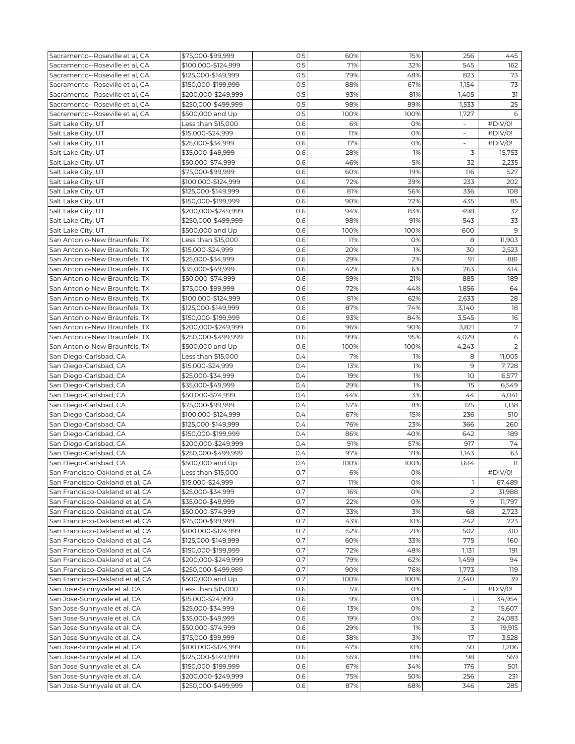| | | | | | | |
|---|---|---|---|---|---|---|
| Sacramento--Roseville et al, CA | $75,000-$99,999 | 0.5 | 60% | 15% | 256 | 445 |
| Sacramento--Roseville et al, CA | $100,000-$124,999 | 0.5 | 71% | 32% | 545 | 162 |
| Sacramento--Roseville et al, CA | $125,000-$149,999 | 0.5 | 79% | 48% | 823 | 73 |
| Sacramento--Roseville et al, CA | $150,000-$199,999 | 0.5 | 88% | 67% | 1,154 | 73 |
| Sacramento--Roseville et al, CA | $200,000-$249,999 | 0.5 | 93% | 81% | 1,405 | 31 |
| Sacramento--Roseville et al, CA | $250,000-$499,999 | 0.5 | 98% | 89% | 1,533 | 25 |
| Sacramento--Roseville et al, CA | $500,000 and Up | 0.5 | 100% | 100% | 1,727 | 6 |
| Salt Lake City, UT | Less than $15,000 | 0.6 | 6% | 0% | - | #DIV/0! |
| Salt Lake City, UT | $15,000-$24,999 | 0.6 | 11% | 0% | - | #DIV/0! |
| Salt Lake City, UT | $25,000-$34,999 | 0.6 | 17% | 0% | - | #DIV/0! |
| Salt Lake City, UT | $35,000-$49,999 | 0.6 | 28% | 1% | 3 | 15,753 |
| Salt Lake City, UT | $50,000-$74,999 | 0.6 | 46% | 5% | 32 | 2,235 |
| Salt Lake City, UT | $75,000-$99,999 | 0.6 | 60% | 19% | 116 | 527 |
| Salt Lake City, UT | $100,000-$124,999 | 0.6 | 72% | 39% | 233 | 202 |
| Salt Lake City, UT | $125,000-$149,999 | 0.6 | 81% | 56% | 336 | 108 |
| Salt Lake City, UT | $150,000-$199,999 | 0.6 | 90% | 72% | 435 | 85 |
| Salt Lake City, UT | $200,000-$249,999 | 0.6 | 94% | 83% | 498 | 32 |
| Salt Lake City, UT | $250,000-$499,999 | 0.6 | 98% | 91% | 543 | 33 |
| Salt Lake City, UT | $500,000 and Up | 0.6 | 100% | 100% | 600 | 9 |
| San Antonio-New Braunfels, TX | Less than $15,000 | 0.6 | 11% | 0% | 8 | 11,903 |
| San Antonio-New Braunfels, TX | $15,000-$24,999 | 0.6 | 20% | 1% | 30 | 2,523 |
| San Antonio-New Braunfels, TX | $25,000-$34,999 | 0.6 | 29% | 2% | 91 | 881 |
| San Antonio-New Braunfels, TX | $35,000-$49,999 | 0.6 | 42% | 6% | 263 | 414 |
| San Antonio-New Braunfels, TX | $50,000-$74,999 | 0.6 | 59% | 21% | 885 | 189 |
| San Antonio-New Braunfels, TX | $75,000-$99,999 | 0.6 | 72% | 44% | 1,856 | 64 |
| San Antonio-New Braunfels, TX | $100,000-$124,999 | 0.6 | 81% | 62% | 2,633 | 28 |
| San Antonio-New Braunfels, TX | $125,000-$149,999 | 0.6 | 87% | 74% | 3,140 | 18 |
| San Antonio-New Braunfels, TX | $150,000-$199,999 | 0.6 | 93% | 84% | 3,545 | 16 |
| San Antonio-New Braunfels, TX | $200,000-$249,999 | 0.6 | 96% | 90% | 3,821 | 7 |
| San Antonio-New Braunfels, TX | $250,000-$499,999 | 0.6 | 99% | 95% | 4,029 | 6 |
| San Antonio-New Braunfels, TX | $500,000 and Up | 0.6 | 100% | 100% | 4,243 | 2 |
| San Diego-Carlsbad, CA | Less than $15,000 | 0.4 | 7% | 1% | 8 | 11,005 |
| San Diego-Carlsbad, CA | $15,000-$24,999 | 0.4 | 13% | 1% | 9 | 7,728 |
| San Diego-Carlsbad, CA | $25,000-$34,999 | 0.4 | 19% | 1% | 10 | 6,577 |
| San Diego-Carlsbad, CA | $35,000-$49,999 | 0.4 | 29% | 1% | 15 | 6,549 |
| San Diego-Carlsbad, CA | $50,000-$74,999 | 0.4 | 44% | 3% | 44 | 4,041 |
| San Diego-Carlsbad, CA | $75,000-$99,999 | 0.4 | 57% | 8% | 125 | 1,138 |
| San Diego-Carlsbad, CA | $100,000-$124,999 | 0.4 | 67% | 15% | 236 | 510 |
| San Diego-Carlsbad, CA | $125,000-$149,999 | 0.4 | 76% | 23% | 366 | 260 |
| San Diego-Carlsbad, CA | $150,000-$199,999 | 0.4 | 86% | 40% | 642 | 189 |
| San Diego-Carlsbad, CA | $200,000-$249,999 | 0.4 | 91% | 57% | 917 | 74 |
| San Diego-Carlsbad, CA | $250,000-$499,999 | 0.4 | 97% | 71% | 1,143 | 63 |
| San Diego-Carlsbad, CA | $500,000 and Up | 0.4 | 100% | 100% | 1,614 | 11 |
| San Francisco-Oakland et al, CA | Less than $15,000 | 0.7 | 6% | 0% | - | #DIV/0! |
| San Francisco-Oakland et al, CA | $15,000-$24,999 | 0.7 | 11% | 0% | 1 | 67,489 |
| San Francisco-Oakland et al, CA | $25,000-$34,999 | 0.7 | 16% | 0% | 2 | 31,988 |
| San Francisco-Oakland et al, CA | $35,000-$49,999 | 0.7 | 22% | 0% | 9 | 11,797 |
| San Francisco-Oakland et al, CA | $50,000-$74,999 | 0.7 | 33% | 3% | 68 | 2,723 |
| San Francisco-Oakland et al, CA | $75,000-$99,999 | 0.7 | 43% | 10% | 242 | 723 |
| San Francisco-Oakland et al, CA | $100,000-$124,999 | 0.7 | 52% | 21% | 502 | 310 |
| San Francisco-Oakland et al, CA | $125,000-$149,999 | 0.7 | 60% | 33% | 775 | 160 |
| San Francisco-Oakland et al, CA | $150,000-$199,999 | 0.7 | 72% | 48% | 1,131 | 191 |
| San Francisco-Oakland et al, CA | $200,000-$249,999 | 0.7 | 79% | 62% | 1,459 | 94 |
| San Francisco-Oakland et al, CA | $250,000-$499,999 | 0.7 | 90% | 76% | 1,773 | 119 |
| San Francisco-Oakland et al, CA | $500,000 and Up | 0.7 | 100% | 100% | 2,340 | 39 |
| San Jose-Sunnyvale et al, CA | Less than $15,000 | 0.6 | 5% | 0% | - | #DIV/0! |
| San Jose-Sunnyvale et al, CA | $15,000-$24,999 | 0.6 | 9% | 0% | 1 | 34,954 |
| San Jose-Sunnyvale et al, CA | $25,000-$34,999 | 0.6 | 13% | 0% | 2 | 15,607 |
| San Jose-Sunnyvale et al, CA | $35,000-$49,999 | 0.6 | 19% | 0% | 2 | 24,083 |
| San Jose-Sunnyvale et al, CA | $50,000-$74,999 | 0.6 | 29% | 1% | 3 | 19,915 |
| San Jose-Sunnyvale et al, CA | $75,000-$99,999 | 0.6 | 38% | 3% | 17 | 3,528 |
| San Jose-Sunnyvale et al, CA | $100,000-$124,999 | 0.6 | 47% | 10% | 50 | 1,206 |
| San Jose-Sunnyvale et al, CA | $125,000-$149,999 | 0.6 | 55% | 19% | 98 | 569 |
| San Jose-Sunnyvale et al, CA | $150,000-$199,999 | 0.6 | 67% | 34% | 176 | 501 |
| San Jose-Sunnyvale et al, CA | $200,000-$249,999 | 0.6 | 75% | 50% | 256 | 231 |
| San Jose-Sunnyvale et al, CA | $250,000-$499,999 | 0.6 | 87% | 68% | 346 | 285 |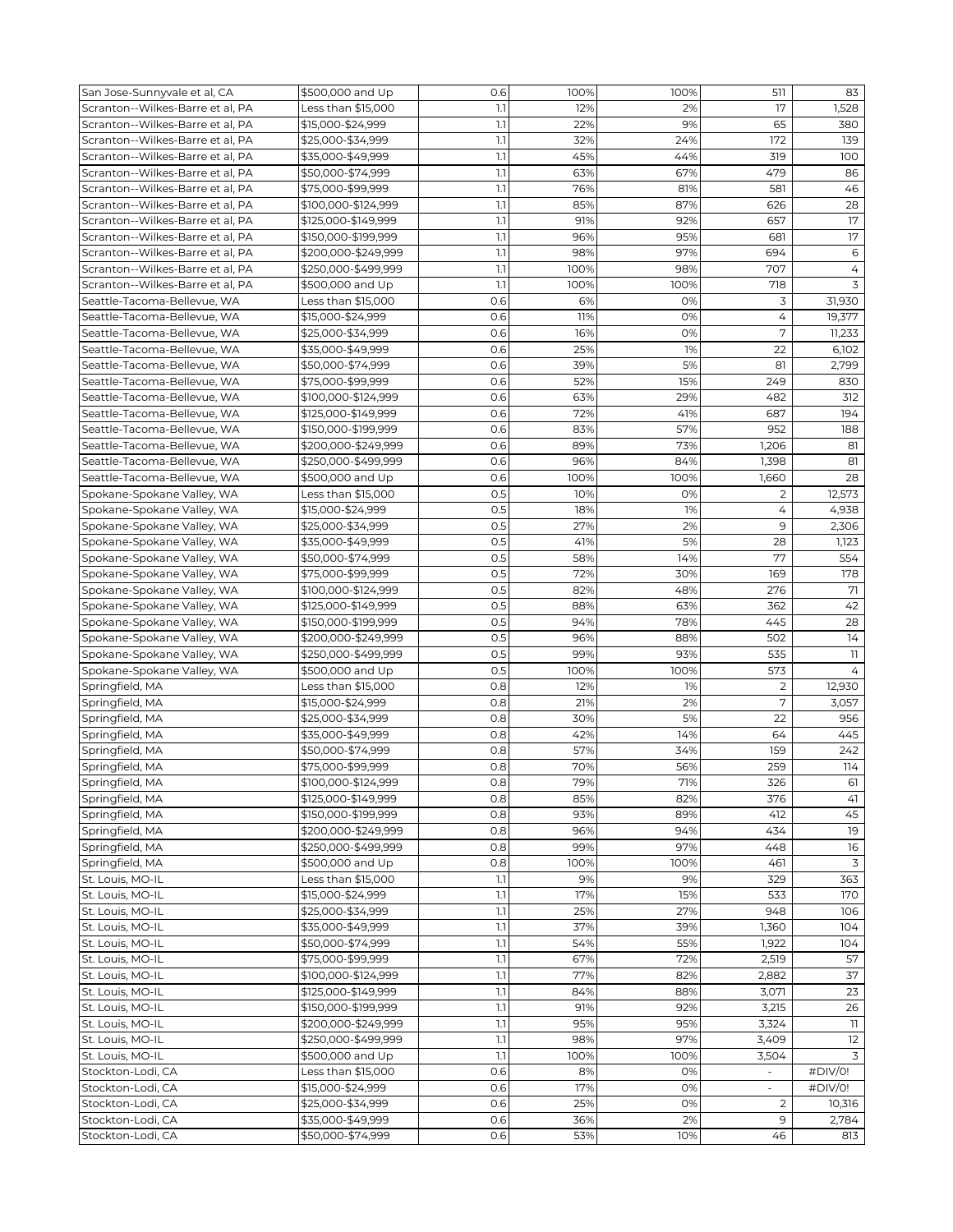| | | | | | | |
|---|---|---|---|---|---|---|
| San Jose-Sunnyvale et al, CA | $500,000 and Up | 0.6 | 100% | 100% | 511 | 83 |
| Scranton--Wilkes-Barre et al, PA | Less than $15,000 | 1.1 | 12% | 2% | 17 | 1,528 |
| Scranton--Wilkes-Barre et al, PA | $15,000-$24,999 | 1.1 | 22% | 9% | 65 | 380 |
| Scranton--Wilkes-Barre et al, PA | $25,000-$34,999 | 1.1 | 32% | 24% | 172 | 139 |
| Scranton--Wilkes-Barre et al, PA | $35,000-$49,999 | 1.1 | 45% | 44% | 319 | 100 |
| Scranton--Wilkes-Barre et al, PA | $50,000-$74,999 | 1.1 | 63% | 67% | 479 | 86 |
| Scranton--Wilkes-Barre et al, PA | $75,000-$99,999 | 1.1 | 76% | 81% | 581 | 46 |
| Scranton--Wilkes-Barre et al, PA | $100,000-$124,999 | 1.1 | 85% | 87% | 626 | 28 |
| Scranton--Wilkes-Barre et al, PA | $125,000-$149,999 | 1.1 | 91% | 92% | 657 | 17 |
| Scranton--Wilkes-Barre et al, PA | $150,000-$199,999 | 1.1 | 96% | 95% | 681 | 17 |
| Scranton--Wilkes-Barre et al, PA | $200,000-$249,999 | 1.1 | 98% | 97% | 694 | 6 |
| Scranton--Wilkes-Barre et al, PA | $250,000-$499,999 | 1.1 | 100% | 98% | 707 | 4 |
| Scranton--Wilkes-Barre et al, PA | $500,000 and Up | 1.1 | 100% | 100% | 718 | 3 |
| Seattle-Tacoma-Bellevue, WA | Less than $15,000 | 0.6 | 6% | 0% | 3 | 31,930 |
| Seattle-Tacoma-Bellevue, WA | $15,000-$24,999 | 0.6 | 11% | 0% | 4 | 19,377 |
| Seattle-Tacoma-Bellevue, WA | $25,000-$34,999 | 0.6 | 16% | 0% | 7 | 11,233 |
| Seattle-Tacoma-Bellevue, WA | $35,000-$49,999 | 0.6 | 25% | 1% | 22 | 6,102 |
| Seattle-Tacoma-Bellevue, WA | $50,000-$74,999 | 0.6 | 39% | 5% | 81 | 2,799 |
| Seattle-Tacoma-Bellevue, WA | $75,000-$99,999 | 0.6 | 52% | 15% | 249 | 830 |
| Seattle-Tacoma-Bellevue, WA | $100,000-$124,999 | 0.6 | 63% | 29% | 482 | 312 |
| Seattle-Tacoma-Bellevue, WA | $125,000-$149,999 | 0.6 | 72% | 41% | 687 | 194 |
| Seattle-Tacoma-Bellevue, WA | $150,000-$199,999 | 0.6 | 83% | 57% | 952 | 188 |
| Seattle-Tacoma-Bellevue, WA | $200,000-$249,999 | 0.6 | 89% | 73% | 1,206 | 81 |
| Seattle-Tacoma-Bellevue, WA | $250,000-$499,999 | 0.6 | 96% | 84% | 1,398 | 81 |
| Seattle-Tacoma-Bellevue, WA | $500,000 and Up | 0.6 | 100% | 100% | 1,660 | 28 |
| Spokane-Spokane Valley, WA | Less than $15,000 | 0.5 | 10% | 0% | 2 | 12,573 |
| Spokane-Spokane Valley, WA | $15,000-$24,999 | 0.5 | 18% | 1% | 4 | 4,938 |
| Spokane-Spokane Valley, WA | $25,000-$34,999 | 0.5 | 27% | 2% | 9 | 2,306 |
| Spokane-Spokane Valley, WA | $35,000-$49,999 | 0.5 | 41% | 5% | 28 | 1,123 |
| Spokane-Spokane Valley, WA | $50,000-$74,999 | 0.5 | 58% | 14% | 77 | 554 |
| Spokane-Spokane Valley, WA | $75,000-$99,999 | 0.5 | 72% | 30% | 169 | 178 |
| Spokane-Spokane Valley, WA | $100,000-$124,999 | 0.5 | 82% | 48% | 276 | 71 |
| Spokane-Spokane Valley, WA | $125,000-$149,999 | 0.5 | 88% | 63% | 362 | 42 |
| Spokane-Spokane Valley, WA | $150,000-$199,999 | 0.5 | 94% | 78% | 445 | 28 |
| Spokane-Spokane Valley, WA | $200,000-$249,999 | 0.5 | 96% | 88% | 502 | 14 |
| Spokane-Spokane Valley, WA | $250,000-$499,999 | 0.5 | 99% | 93% | 535 | 11 |
| Spokane-Spokane Valley, WA | $500,000 and Up | 0.5 | 100% | 100% | 573 | 4 |
| Springfield, MA | Less than $15,000 | 0.8 | 12% | 1% | 2 | 12,930 |
| Springfield, MA | $15,000-$24,999 | 0.8 | 21% | 2% | 7 | 3,057 |
| Springfield, MA | $25,000-$34,999 | 0.8 | 30% | 5% | 22 | 956 |
| Springfield, MA | $35,000-$49,999 | 0.8 | 42% | 14% | 64 | 445 |
| Springfield, MA | $50,000-$74,999 | 0.8 | 57% | 34% | 159 | 242 |
| Springfield, MA | $75,000-$99,999 | 0.8 | 70% | 56% | 259 | 114 |
| Springfield, MA | $100,000-$124,999 | 0.8 | 79% | 71% | 326 | 61 |
| Springfield, MA | $125,000-$149,999 | 0.8 | 85% | 82% | 376 | 41 |
| Springfield, MA | $150,000-$199,999 | 0.8 | 93% | 89% | 412 | 45 |
| Springfield, MA | $200,000-$249,999 | 0.8 | 96% | 94% | 434 | 19 |
| Springfield, MA | $250,000-$499,999 | 0.8 | 99% | 97% | 448 | 16 |
| Springfield, MA | $500,000 and Up | 0.8 | 100% | 100% | 461 | 3 |
| St. Louis, MO-IL | Less than $15,000 | 1.1 | 9% | 9% | 329 | 363 |
| St. Louis, MO-IL | $15,000-$24,999 | 1.1 | 17% | 15% | 533 | 170 |
| St. Louis, MO-IL | $25,000-$34,999 | 1.1 | 25% | 27% | 948 | 106 |
| St. Louis, MO-IL | $35,000-$49,999 | 1.1 | 37% | 39% | 1,360 | 104 |
| St. Louis, MO-IL | $50,000-$74,999 | 1.1 | 54% | 55% | 1,922 | 104 |
| St. Louis, MO-IL | $75,000-$99,999 | 1.1 | 67% | 72% | 2,519 | 57 |
| St. Louis, MO-IL | $100,000-$124,999 | 1.1 | 77% | 82% | 2,882 | 37 |
| St. Louis, MO-IL | $125,000-$149,999 | 1.1 | 84% | 88% | 3,071 | 23 |
| St. Louis, MO-IL | $150,000-$199,999 | 1.1 | 91% | 92% | 3,215 | 26 |
| St. Louis, MO-IL | $200,000-$249,999 | 1.1 | 95% | 95% | 3,324 | 11 |
| St. Louis, MO-IL | $250,000-$499,999 | 1.1 | 98% | 97% | 3,409 | 12 |
| St. Louis, MO-IL | $500,000 and Up | 1.1 | 100% | 100% | 3,504 | 3 |
| Stockton-Lodi, CA | Less than $15,000 | 0.6 | 8% | 0% | - | #DIV/0! |
| Stockton-Lodi, CA | $15,000-$24,999 | 0.6 | 17% | 0% | - | #DIV/0! |
| Stockton-Lodi, CA | $25,000-$34,999 | 0.6 | 25% | 0% | 2 | 10,316 |
| Stockton-Lodi, CA | $35,000-$49,999 | 0.6 | 36% | 2% | 9 | 2,784 |
| Stockton-Lodi, CA | $50,000-$74,999 | 0.6 | 53% | 10% | 46 | 813 |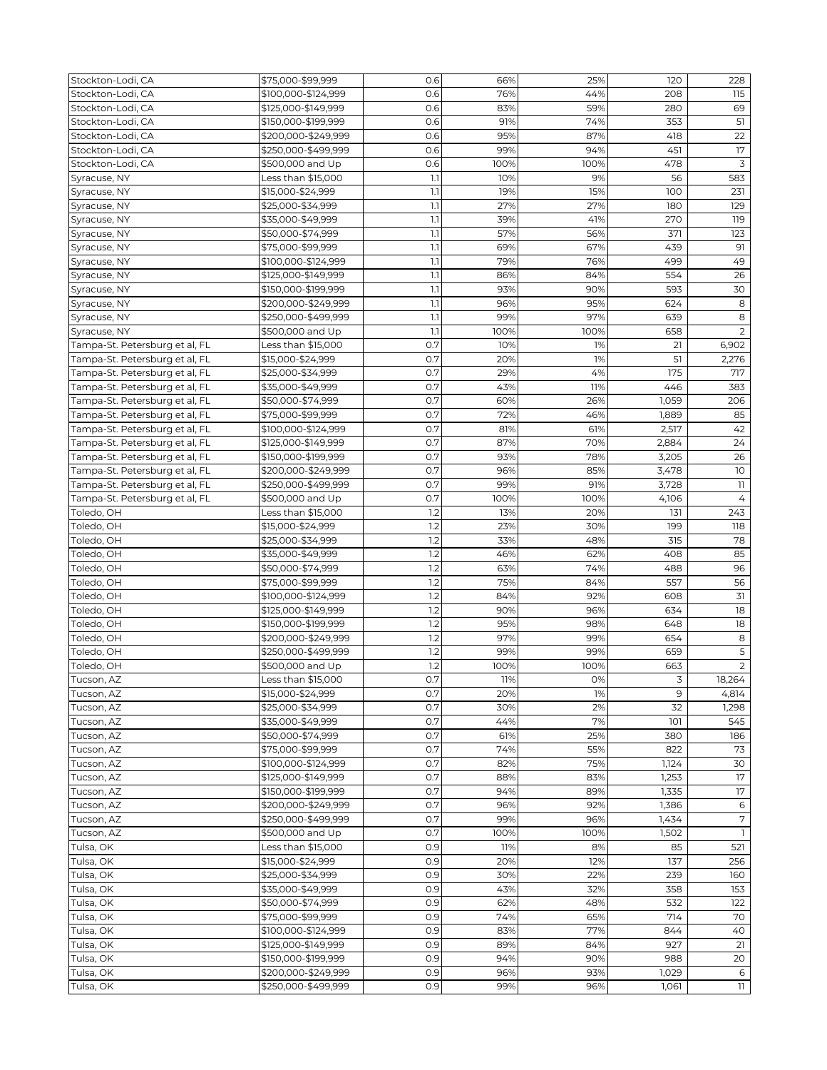| Stockton-Lodi, CA | $75,000-$99,999 | 0.6 | 66% | 25% | 120 | 228 |
|---|---|---|---|---|---|---|
| Stockton-Lodi, CA | $100,000-$124,999 | 0.6 | 76% | 44% | 208 | 115 |
| Stockton-Lodi, CA | $125,000-$149,999 | 0.6 | 83% | 59% | 280 | 69 |
| Stockton-Lodi, CA | $150,000-$199,999 | 0.6 | 91% | 74% | 353 | 51 |
| Stockton-Lodi, CA | $200,000-$249,999 | 0.6 | 95% | 87% | 418 | 22 |
| Stockton-Lodi, CA | $250,000-$499,999 | 0.6 | 99% | 94% | 451 | 17 |
| Stockton-Lodi, CA | $500,000 and Up | 0.6 | 100% | 100% | 478 | 3 |
| Syracuse, NY | Less than $15,000 | 1.1 | 10% | 9% | 56 | 583 |
| Syracuse, NY | $15,000-$24,999 | 1.1 | 19% | 15% | 100 | 231 |
| Syracuse, NY | $25,000-$34,999 | 1.1 | 27% | 27% | 180 | 129 |
| Syracuse, NY | $35,000-$49,999 | 1.1 | 39% | 41% | 270 | 119 |
| Syracuse, NY | $50,000-$74,999 | 1.1 | 57% | 56% | 371 | 123 |
| Syracuse, NY | $75,000-$99,999 | 1.1 | 69% | 67% | 439 | 91 |
| Syracuse, NY | $100,000-$124,999 | 1.1 | 79% | 76% | 499 | 49 |
| Syracuse, NY | $125,000-$149,999 | 1.1 | 86% | 84% | 554 | 26 |
| Syracuse, NY | $150,000-$199,999 | 1.1 | 93% | 90% | 593 | 30 |
| Syracuse, NY | $200,000-$249,999 | 1.1 | 96% | 95% | 624 | 8 |
| Syracuse, NY | $250,000-$499,999 | 1.1 | 99% | 97% | 639 | 8 |
| Syracuse, NY | $500,000 and Up | 1.1 | 100% | 100% | 658 | 2 |
| Tampa-St. Petersburg et al, FL | Less than $15,000 | 0.7 | 10% | 1% | 21 | 6,902 |
| Tampa-St. Petersburg et al, FL | $15,000-$24,999 | 0.7 | 20% | 1% | 51 | 2,276 |
| Tampa-St. Petersburg et al, FL | $25,000-$34,999 | 0.7 | 29% | 4% | 175 | 717 |
| Tampa-St. Petersburg et al, FL | $35,000-$49,999 | 0.7 | 43% | 11% | 446 | 383 |
| Tampa-St. Petersburg et al, FL | $50,000-$74,999 | 0.7 | 60% | 26% | 1,059 | 206 |
| Tampa-St. Petersburg et al, FL | $75,000-$99,999 | 0.7 | 72% | 46% | 1,889 | 85 |
| Tampa-St. Petersburg et al, FL | $100,000-$124,999 | 0.7 | 81% | 61% | 2,517 | 42 |
| Tampa-St. Petersburg et al, FL | $125,000-$149,999 | 0.7 | 87% | 70% | 2,884 | 24 |
| Tampa-St. Petersburg et al, FL | $150,000-$199,999 | 0.7 | 93% | 78% | 3,205 | 26 |
| Tampa-St. Petersburg et al, FL | $200,000-$249,999 | 0.7 | 96% | 85% | 3,478 | 10 |
| Tampa-St. Petersburg et al, FL | $250,000-$499,999 | 0.7 | 99% | 91% | 3,728 | 11 |
| Tampa-St. Petersburg et al, FL | $500,000 and Up | 0.7 | 100% | 100% | 4,106 | 4 |
| Toledo, OH | Less than $15,000 | 1.2 | 13% | 20% | 131 | 243 |
| Toledo, OH | $15,000-$24,999 | 1.2 | 23% | 30% | 199 | 118 |
| Toledo, OH | $25,000-$34,999 | 1.2 | 33% | 48% | 315 | 78 |
| Toledo, OH | $35,000-$49,999 | 1.2 | 46% | 62% | 408 | 85 |
| Toledo, OH | $50,000-$74,999 | 1.2 | 63% | 74% | 488 | 96 |
| Toledo, OH | $75,000-$99,999 | 1.2 | 75% | 84% | 557 | 56 |
| Toledo, OH | $100,000-$124,999 | 1.2 | 84% | 92% | 608 | 31 |
| Toledo, OH | $125,000-$149,999 | 1.2 | 90% | 96% | 634 | 18 |
| Toledo, OH | $150,000-$199,999 | 1.2 | 95% | 98% | 648 | 18 |
| Toledo, OH | $200,000-$249,999 | 1.2 | 97% | 99% | 654 | 8 |
| Toledo, OH | $250,000-$499,999 | 1.2 | 99% | 99% | 659 | 5 |
| Toledo, OH | $500,000 and Up | 1.2 | 100% | 100% | 663 | 2 |
| Tucson, AZ | Less than $15,000 | 0.7 | 11% | 0% | 3 | 18,264 |
| Tucson, AZ | $15,000-$24,999 | 0.7 | 20% | 1% | 9 | 4,814 |
| Tucson, AZ | $25,000-$34,999 | 0.7 | 30% | 2% | 32 | 1,298 |
| Tucson, AZ | $35,000-$49,999 | 0.7 | 44% | 7% | 101 | 545 |
| Tucson, AZ | $50,000-$74,999 | 0.7 | 61% | 25% | 380 | 186 |
| Tucson, AZ | $75,000-$99,999 | 0.7 | 74% | 55% | 822 | 73 |
| Tucson, AZ | $100,000-$124,999 | 0.7 | 82% | 75% | 1,124 | 30 |
| Tucson, AZ | $125,000-$149,999 | 0.7 | 88% | 83% | 1,253 | 17 |
| Tucson, AZ | $150,000-$199,999 | 0.7 | 94% | 89% | 1,335 | 17 |
| Tucson, AZ | $200,000-$249,999 | 0.7 | 96% | 92% | 1,386 | 6 |
| Tucson, AZ | $250,000-$499,999 | 0.7 | 99% | 96% | 1,434 | 7 |
| Tucson, AZ | $500,000 and Up | 0.7 | 100% | 100% | 1,502 | 1 |
| Tulsa, OK | Less than $15,000 | 0.9 | 11% | 8% | 85 | 521 |
| Tulsa, OK | $15,000-$24,999 | 0.9 | 20% | 12% | 137 | 256 |
| Tulsa, OK | $25,000-$34,999 | 0.9 | 30% | 22% | 239 | 160 |
| Tulsa, OK | $35,000-$49,999 | 0.9 | 43% | 32% | 358 | 153 |
| Tulsa, OK | $50,000-$74,999 | 0.9 | 62% | 48% | 532 | 122 |
| Tulsa, OK | $75,000-$99,999 | 0.9 | 74% | 65% | 714 | 70 |
| Tulsa, OK | $100,000-$124,999 | 0.9 | 83% | 77% | 844 | 40 |
| Tulsa, OK | $125,000-$149,999 | 0.9 | 89% | 84% | 927 | 21 |
| Tulsa, OK | $150,000-$199,999 | 0.9 | 94% | 90% | 988 | 20 |
| Tulsa, OK | $200,000-$249,999 | 0.9 | 96% | 93% | 1,029 | 6 |
| Tulsa, OK | $250,000-$499,999 | 0.9 | 99% | 96% | 1,061 | 11 |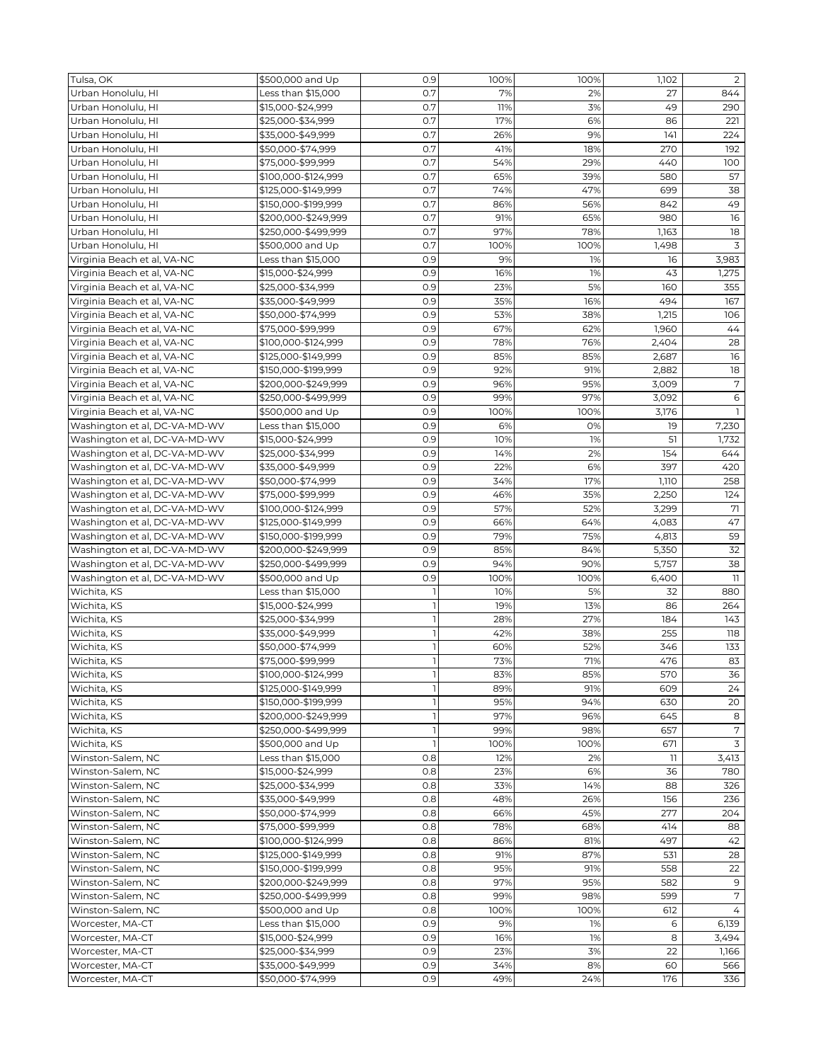| | | | | | | |
|---|---|---|---|---|---|---|
| Tulsa, OK | $500,000 and Up | 0.9 | 100% | 100% | 1,102 | 2 |
| Urban Honolulu, HI | Less than $15,000 | 0.7 | 7% | 2% | 27 | 844 |
| Urban Honolulu, HI | $15,000-$24,999 | 0.7 | 11% | 3% | 49 | 290 |
| Urban Honolulu, HI | $25,000-$34,999 | 0.7 | 17% | 6% | 86 | 221 |
| Urban Honolulu, HI | $35,000-$49,999 | 0.7 | 26% | 9% | 141 | 224 |
| Urban Honolulu, HI | $50,000-$74,999 | 0.7 | 41% | 18% | 270 | 192 |
| Urban Honolulu, HI | $75,000-$99,999 | 0.7 | 54% | 29% | 440 | 100 |
| Urban Honolulu, HI | $100,000-$124,999 | 0.7 | 65% | 39% | 580 | 57 |
| Urban Honolulu, HI | $125,000-$149,999 | 0.7 | 74% | 47% | 699 | 38 |
| Urban Honolulu, HI | $150,000-$199,999 | 0.7 | 86% | 56% | 842 | 49 |
| Urban Honolulu, HI | $200,000-$249,999 | 0.7 | 91% | 65% | 980 | 16 |
| Urban Honolulu, HI | $250,000-$499,999 | 0.7 | 97% | 78% | 1,163 | 18 |
| Urban Honolulu, HI | $500,000 and Up | 0.7 | 100% | 100% | 1,498 | 3 |
| Virginia Beach et al, VA-NC | Less than $15,000 | 0.9 | 9% | 1% | 16 | 3,983 |
| Virginia Beach et al, VA-NC | $15,000-$24,999 | 0.9 | 16% | 1% | 43 | 1,275 |
| Virginia Beach et al, VA-NC | $25,000-$34,999 | 0.9 | 23% | 5% | 160 | 355 |
| Virginia Beach et al, VA-NC | $35,000-$49,999 | 0.9 | 35% | 16% | 494 | 167 |
| Virginia Beach et al, VA-NC | $50,000-$74,999 | 0.9 | 53% | 38% | 1,215 | 106 |
| Virginia Beach et al, VA-NC | $75,000-$99,999 | 0.9 | 67% | 62% | 1,960 | 44 |
| Virginia Beach et al, VA-NC | $100,000-$124,999 | 0.9 | 78% | 76% | 2,404 | 28 |
| Virginia Beach et al, VA-NC | $125,000-$149,999 | 0.9 | 85% | 85% | 2,687 | 16 |
| Virginia Beach et al, VA-NC | $150,000-$199,999 | 0.9 | 92% | 91% | 2,882 | 18 |
| Virginia Beach et al, VA-NC | $200,000-$249,999 | 0.9 | 96% | 95% | 3,009 | 7 |
| Virginia Beach et al, VA-NC | $250,000-$499,999 | 0.9 | 99% | 97% | 3,092 | 6 |
| Virginia Beach et al, VA-NC | $500,000 and Up | 0.9 | 100% | 100% | 3,176 | 1 |
| Washington et al, DC-VA-MD-WV | Less than $15,000 | 0.9 | 6% | 0% | 19 | 7,230 |
| Washington et al, DC-VA-MD-WV | $15,000-$24,999 | 0.9 | 10% | 1% | 51 | 1,732 |
| Washington et al, DC-VA-MD-WV | $25,000-$34,999 | 0.9 | 14% | 2% | 154 | 644 |
| Washington et al, DC-VA-MD-WV | $35,000-$49,999 | 0.9 | 22% | 6% | 397 | 420 |
| Washington et al, DC-VA-MD-WV | $50,000-$74,999 | 0.9 | 34% | 17% | 1,110 | 258 |
| Washington et al, DC-VA-MD-WV | $75,000-$99,999 | 0.9 | 46% | 35% | 2,250 | 124 |
| Washington et al, DC-VA-MD-WV | $100,000-$124,999 | 0.9 | 57% | 52% | 3,299 | 71 |
| Washington et al, DC-VA-MD-WV | $125,000-$149,999 | 0.9 | 66% | 64% | 4,083 | 47 |
| Washington et al, DC-VA-MD-WV | $150,000-$199,999 | 0.9 | 79% | 75% | 4,813 | 59 |
| Washington et al, DC-VA-MD-WV | $200,000-$249,999 | 0.9 | 85% | 84% | 5,350 | 32 |
| Washington et al, DC-VA-MD-WV | $250,000-$499,999 | 0.9 | 94% | 90% | 5,757 | 38 |
| Washington et al, DC-VA-MD-WV | $500,000 and Up | 0.9 | 100% | 100% | 6,400 | 11 |
| Wichita, KS | Less than $15,000 | 1 | 10% | 5% | 32 | 880 |
| Wichita, KS | $15,000-$24,999 | 1 | 19% | 13% | 86 | 264 |
| Wichita, KS | $25,000-$34,999 | 1 | 28% | 27% | 184 | 143 |
| Wichita, KS | $35,000-$49,999 | 1 | 42% | 38% | 255 | 118 |
| Wichita, KS | $50,000-$74,999 | 1 | 60% | 52% | 346 | 133 |
| Wichita, KS | $75,000-$99,999 | 1 | 73% | 71% | 476 | 83 |
| Wichita, KS | $100,000-$124,999 | 1 | 83% | 85% | 570 | 36 |
| Wichita, KS | $125,000-$149,999 | 1 | 89% | 91% | 609 | 24 |
| Wichita, KS | $150,000-$199,999 | 1 | 95% | 94% | 630 | 20 |
| Wichita, KS | $200,000-$249,999 | 1 | 97% | 96% | 645 | 8 |
| Wichita, KS | $250,000-$499,999 | 1 | 99% | 98% | 657 | 7 |
| Wichita, KS | $500,000 and Up | 1 | 100% | 100% | 671 | 3 |
| Winston-Salem, NC | Less than $15,000 | 0.8 | 12% | 2% | 11 | 3,413 |
| Winston-Salem, NC | $15,000-$24,999 | 0.8 | 23% | 6% | 36 | 780 |
| Winston-Salem, NC | $25,000-$34,999 | 0.8 | 33% | 14% | 88 | 326 |
| Winston-Salem, NC | $35,000-$49,999 | 0.8 | 48% | 26% | 156 | 236 |
| Winston-Salem, NC | $50,000-$74,999 | 0.8 | 66% | 45% | 277 | 204 |
| Winston-Salem, NC | $75,000-$99,999 | 0.8 | 78% | 68% | 414 | 88 |
| Winston-Salem, NC | $100,000-$124,999 | 0.8 | 86% | 81% | 497 | 42 |
| Winston-Salem, NC | $125,000-$149,999 | 0.8 | 91% | 87% | 531 | 28 |
| Winston-Salem, NC | $150,000-$199,999 | 0.8 | 95% | 91% | 558 | 22 |
| Winston-Salem, NC | $200,000-$249,999 | 0.8 | 97% | 95% | 582 | 9 |
| Winston-Salem, NC | $250,000-$499,999 | 0.8 | 99% | 98% | 599 | 7 |
| Winston-Salem, NC | $500,000 and Up | 0.8 | 100% | 100% | 612 | 4 |
| Worcester, MA-CT | Less than $15,000 | 0.9 | 9% | 1% | 6 | 6,139 |
| Worcester, MA-CT | $15,000-$24,999 | 0.9 | 16% | 1% | 8 | 3,494 |
| Worcester, MA-CT | $25,000-$34,999 | 0.9 | 23% | 3% | 22 | 1,166 |
| Worcester, MA-CT | $35,000-$49,999 | 0.9 | 34% | 8% | 60 | 566 |
| Worcester, MA-CT | $50,000-$74,999 | 0.9 | 49% | 24% | 176 | 336 |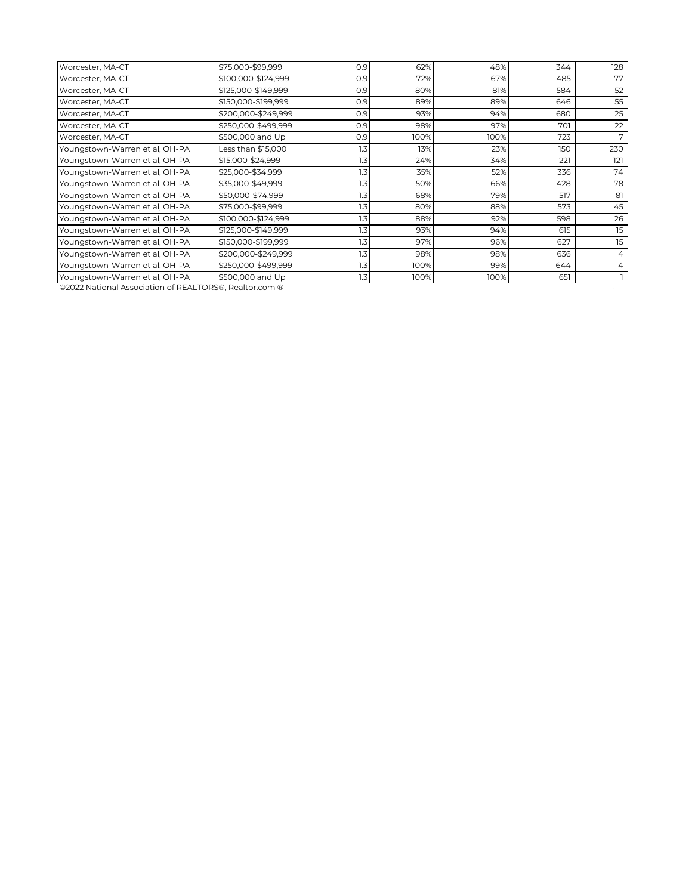| | | | | | | |
|---|---|---|---|---|---|---|
| Worcester, MA-CT | $75,000-$99,999 | 0.9 | 62% | 48% | 344 | 128 |
| Worcester, MA-CT | $100,000-$124,999 | 0.9 | 72% | 67% | 485 | 77 |
| Worcester, MA-CT | $125,000-$149,999 | 0.9 | 80% | 81% | 584 | 52 |
| Worcester, MA-CT | $150,000-$199,999 | 0.9 | 89% | 89% | 646 | 55 |
| Worcester, MA-CT | $200,000-$249,999 | 0.9 | 93% | 94% | 680 | 25 |
| Worcester, MA-CT | $250,000-$499,999 | 0.9 | 98% | 97% | 701 | 22 |
| Worcester, MA-CT | $500,000 and Up | 0.9 | 100% | 100% | 723 | 7 |
| Youngstown-Warren et al, OH-PA | Less than $15,000 | 1.3 | 13% | 23% | 150 | 230 |
| Youngstown-Warren et al, OH-PA | $15,000-$24,999 | 1.3 | 24% | 34% | 221 | 121 |
| Youngstown-Warren et al, OH-PA | $25,000-$34,999 | 1.3 | 35% | 52% | 336 | 74 |
| Youngstown-Warren et al, OH-PA | $35,000-$49,999 | 1.3 | 50% | 66% | 428 | 78 |
| Youngstown-Warren et al, OH-PA | $50,000-$74,999 | 1.3 | 68% | 79% | 517 | 81 |
| Youngstown-Warren et al, OH-PA | $75,000-$99,999 | 1.3 | 80% | 88% | 573 | 45 |
| Youngstown-Warren et al, OH-PA | $100,000-$124,999 | 1.3 | 88% | 92% | 598 | 26 |
| Youngstown-Warren et al, OH-PA | $125,000-$149,999 | 1.3 | 93% | 94% | 615 | 15 |
| Youngstown-Warren et al, OH-PA | $150,000-$199,999 | 1.3 | 97% | 96% | 627 | 15 |
| Youngstown-Warren et al, OH-PA | $200,000-$249,999 | 1.3 | 98% | 98% | 636 | 4 |
| Youngstown-Warren et al, OH-PA | $250,000-$499,999 | 1.3 | 100% | 99% | 644 | 4 |
| Youngstown-Warren et al, OH-PA | $500,000 and Up | 1.3 | 100% | 100% | 651 | 1 |

©2022 National Association of REALTORS®, Realtor.com ®